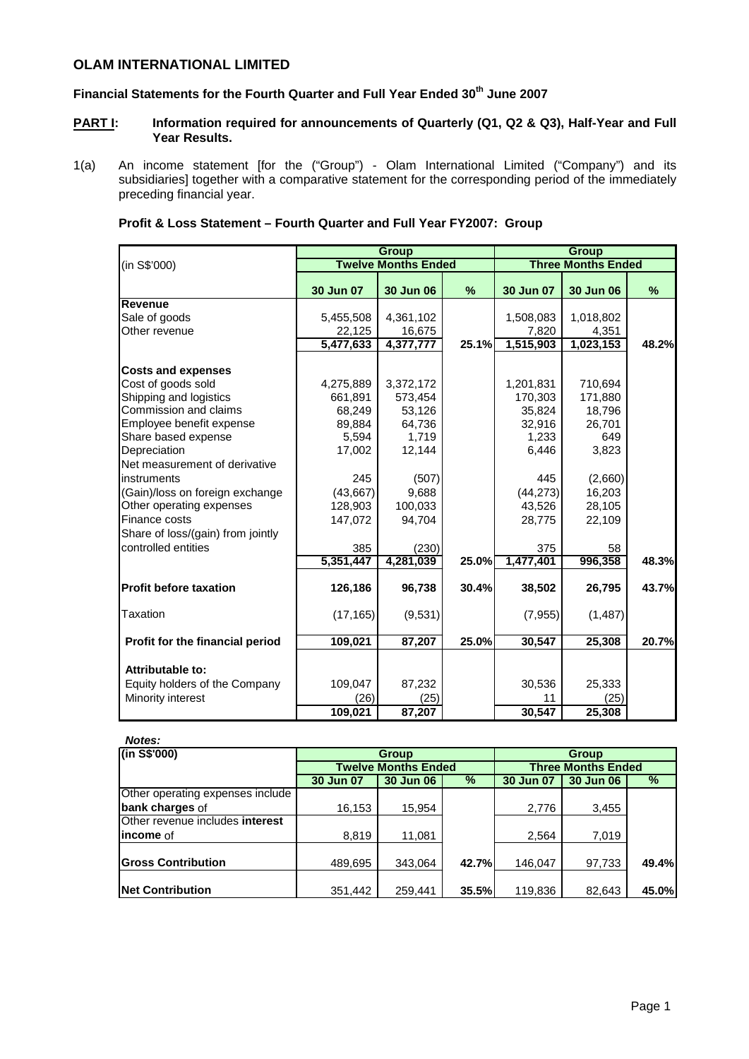# OLAM INTERNATIONAL LIMITED

## Financial Statements for the Fourth Quarter and Full Year Ended 30th June 2007

**PART I: Information required for announcements of Quarterly (Q1, Q2 & Q3), Half-Year and Full Year Results.**

1(a) An income statement [for the ("Group") - Olam International Limited ("Company") and its subsidiaries] together with a comparative statement for the corresponding period of the immediately preceding financial year.

### Profit & Loss Statement – Fourth Quarter and Full Year FY2007: Group

| (in S$'000) | Group | | | Group | | |
|---|---|---|---|---|---|---|
| | Twelve Months Ended | | | Three Months Ended | | |
| | 30 Jun 07 | 30 Jun 06 | % | 30 Jun 07 | 30 Jun 06 | % |
| **Revenue** | | | | | | |
| Sale of goods | 5,455,508 | 4,361,102 | | 1,508,083 | 1,018,802 | |
| Other revenue | 22,125 | 16,675 | | 7,820 | 4,351 | |
| | **5,477,633** | **4,377,777** | **25.1%** | **1,515,903** | **1,023,153** | **48.2%** |
| **Costs and expenses** | | | | | | |
| Cost of goods sold | 4,275,889 | 3,372,172 | | 1,201,831 | 710,694 | |
| Shipping and logistics | 661,891 | 573,454 | | 170,303 | 171,880 | |
| Commission and claims | 68,249 | 53,126 | | 35,824 | 18,796 | |
| Employee benefit expense | 89,884 | 64,736 | | 32,916 | 26,701 | |
| Share based expense | 5,594 | 1,719 | | 1,233 | 649 | |
| Depreciation | 17,002 | 12,144 | | 6,446 | 3,823 | |
| Net measurement of derivative instruments | 245 | (507) | | 445 | (2,660) | |
| (Gain)/loss on foreign exchange | (43,667) | 9,688 | | (44,273) | 16,203 | |
| Other operating expenses | 128,903 | 100,033 | | 43,526 | 28,105 | |
| Finance costs | 147,072 | 94,704 | | 28,775 | 22,109 | |
| Share of loss/(gain) from jointly controlled entities | 385 | (230) | | 375 | 58 | |
| | **5,351,447** | **4,281,039** | **25.0%** | **1,477,401** | **996,358** | **48.3%** |
| **Profit before taxation** | **126,186** | **96,738** | **30.4%** | **38,502** | **26,795** | **43.7%** |
| Taxation | (17,165) | (9,531) | | (7,955) | (1,487) | |
| **Profit for the financial period** | **109,021** | **87,207** | **25.0%** | **30,547** | **25,308** | **20.7%** |
| **Attributable to:** | | | | | | |
| Equity holders of the Company | 109,047 | 87,232 | | 30,536 | 25,333 | |
| Minority interest | (26) | (25) | | 11 | (25) | |
| | **109,021** | **87,207** | | **30,547** | **25,308** | |

***Notes:***

| (in S$'000) | Group | | | Group | | |
|---|---|---|---|---|---|---|
| | Twelve Months Ended | | | Three Months Ended | | |
| | 30 Jun 07 | 30 Jun 06 | % | 30 Jun 07 | 30 Jun 06 | % |
| Other operating expenses include **bank charges** of | 16,153 | 15,954 | | 2,776 | 3,455 | |
| Other revenue includes **interest income** of | 8,819 | 11,081 | | 2,564 | 7,019 | |
| **Gross Contribution** | 489,695 | 343,064 | **42.7%** | 146,047 | 97,733 | **49.4%** |
| **Net Contribution** | 351,442 | 259,441 | **35.5%** | 119,836 | 82,643 | **45.0%** |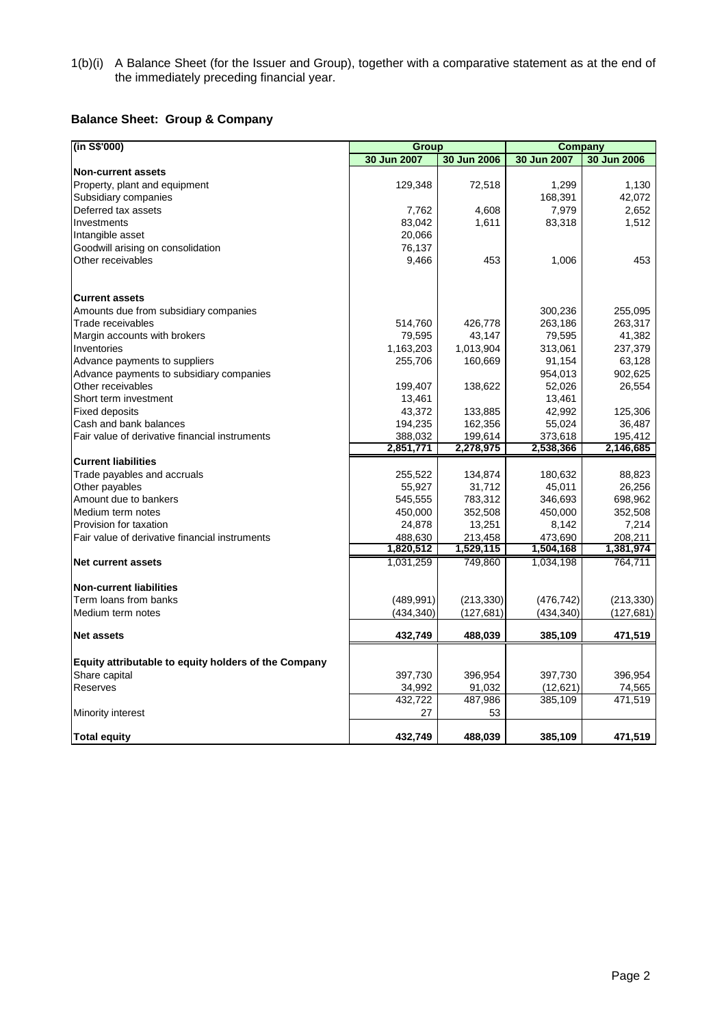1(b)(i) A Balance Sheet (for the Issuer and Group), together with a comparative statement as at the end of the immediately preceding financial year.

## Balance Sheet: Group & Company

| (in S$'000) | Group | | Company | |
|---|---|---|---|---|
| | 30 Jun 2007 | 30 Jun 2006 | 30 Jun 2007 | 30 Jun 2006 |
| **Non-current assets** | | | | |
| Property, plant and equipment | 129,348 | 72,518 | 1,299 | 1,130 |
| Subsidiary companies | | | 168,391 | 42,072 |
| Deferred tax assets | 7,762 | 4,608 | 7,979 | 2,652 |
| Investments | 83,042 | 1,611 | 83,318 | 1,512 |
| Intangible asset | 20,066 | | | |
| Goodwill arising on consolidation | 76,137 | | | |
| Other receivables | 9,466 | 453 | 1,006 | 453 |
| **Current assets** | | | | |
| Amounts due from subsidiary companies | | | 300,236 | 255,095 |
| Trade receivables | 514,760 | 426,778 | 263,186 | 263,317 |
| Margin accounts with brokers | 79,595 | 43,147 | 79,595 | 41,382 |
| Inventories | 1,163,203 | 1,013,904 | 313,061 | 237,379 |
| Advance payments to suppliers | 255,706 | 160,669 | 91,154 | 63,128 |
| Advance payments to subsidiary companies | | | 954,013 | 902,625 |
| Other receivables | 199,407 | 138,622 | 52,026 | 26,554 |
| Short term investment | 13,461 | | 13,461 | |
| Fixed deposits | 43,372 | 133,885 | 42,992 | 125,306 |
| Cash and bank balances | 194,235 | 162,356 | 55,024 | 36,487 |
| Fair value of derivative financial instruments | 388,032 | 199,614 | 373,618 | 195,412 |
| | 2,851,771 | 2,278,975 | 2,538,366 | 2,146,685 |
| **Current liabilities** | | | | |
| Trade payables and accruals | 255,522 | 134,874 | 180,632 | 88,823 |
| Other payables | 55,927 | 31,712 | 45,011 | 26,256 |
| Amount due to bankers | 545,555 | 783,312 | 346,693 | 698,962 |
| Medium term notes | 450,000 | 352,508 | 450,000 | 352,508 |
| Provision for taxation | 24,878 | 13,251 | 8,142 | 7,214 |
| Fair value of derivative financial instruments | 488,630 | 213,458 | 473,690 | 208,211 |
| | 1,820,512 | 1,529,115 | 1,504,168 | 1,381,974 |
| **Net current assets** | 1,031,259 | 749,860 | 1,034,198 | 764,711 |
| **Non-current liabilities** | | | | |
| Term loans from banks | (489,991) | (213,330) | (476,742) | (213,330) |
| Medium term notes | (434,340) | (127,681) | (434,340) | (127,681) |
| **Net assets** | **432,749** | **488,039** | **385,109** | **471,519** |
| **Equity attributable to equity holders of the Company** | | | | |
| Share capital | 397,730 | 396,954 | 397,730 | 396,954 |
| Reserves | 34,992 | 91,032 | (12,621) | 74,565 |
| | 432,722 | 487,986 | 385,109 | 471,519 |
| Minority interest | 27 | 53 | | |
| **Total equity** | **432,749** | **488,039** | **385,109** | **471,519** |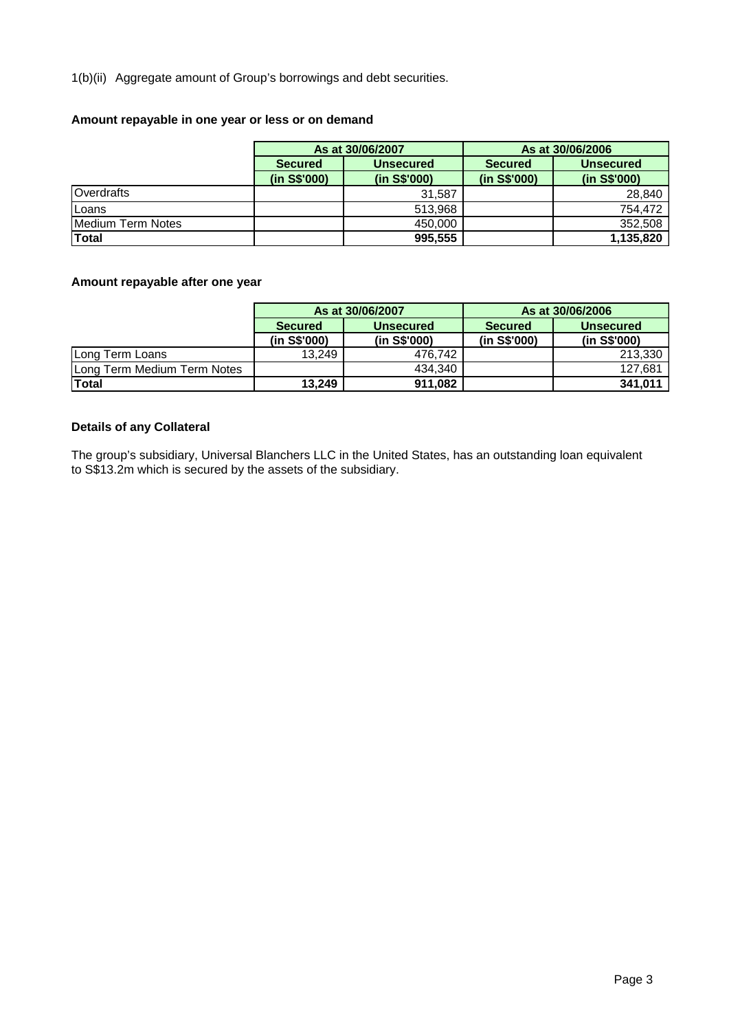1(b)(ii) Aggregate amount of Group's borrowings and debt securities.

**Amount repayable in one year or less or on demand**

| | As at 30/06/2007 | | As at 30/06/2006 | |
|---|---|---|---|---|
| | **Secured** | **Unsecured** | **Secured** | **Unsecured** |
| | **(in S$'000)** | **(in S$'000)** | **(in S$'000)** | **(in S$'000)** |
| Overdrafts | | 31,587 | | 28,840 |
| Loans | | 513,968 | | 754,472 |
| Medium Term Notes | | 450,000 | | 352,508 |
| **Total** | | **995,555** | | **1,135,820** |

**Amount repayable after one year**

| | As at 30/06/2007 | | As at 30/06/2006 | |
|---|---|---|---|---|
| | **Secured** | **Unsecured** | **Secured** | **Unsecured** |
| | **(in S$'000)** | **(in S$'000)** | **(in S$'000)** | **(in S$'000)** |
| Long Term Loans | 13,249 | 476,742 | | 213,330 |
| Long Term Medium Term Notes | | 434,340 | | 127,681 |
| **Total** | **13,249** | **911,082** | | **341,011** |

**Details of any Collateral**

The group's subsidiary, Universal Blanchers LLC in the United States, has an outstanding loan equivalent to S$13.2m which is secured by the assets of the subsidiary.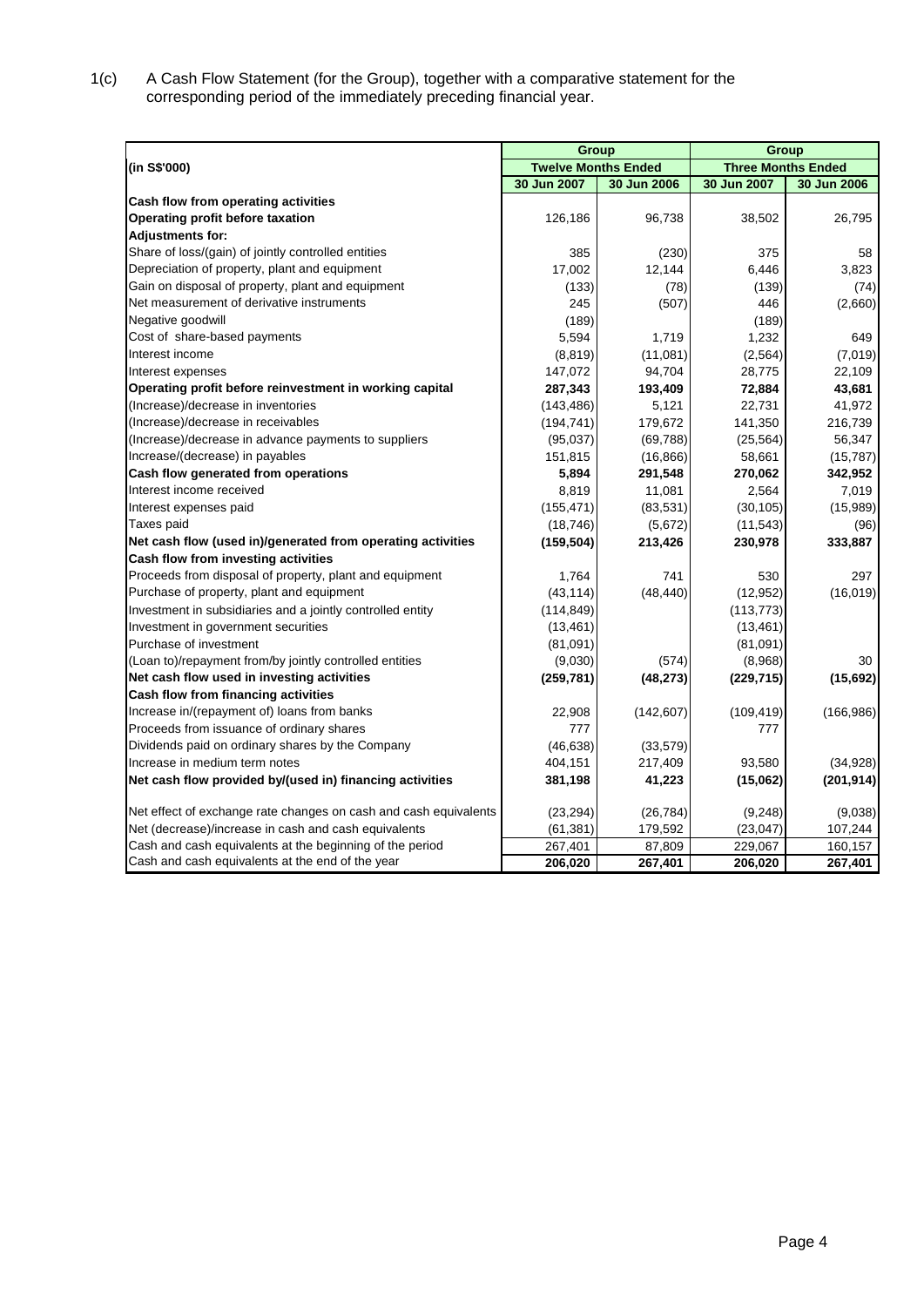1(c) A Cash Flow Statement (for the Group), together with a comparative statement for the corresponding period of the immediately preceding financial year.

| (in S$'000) | Group | | Group | |
|---|---|---|---|---|
| | Twelve Months Ended | | Three Months Ended | |
| | 30 Jun 2007 | 30 Jun 2006 | 30 Jun 2007 | 30 Jun 2006 |
| **Cash flow from operating activities** | | | | |
| **Operating profit before taxation** | 126,186 | 96,738 | 38,502 | 26,795 |
| **Adjustments for:** | | | | |
| Share of loss/(gain) of jointly controlled entities | 385 | (230) | 375 | 58 |
| Depreciation of property, plant and equipment | 17,002 | 12,144 | 6,446 | 3,823 |
| Gain on disposal of property, plant and equipment | (133) | (78) | (139) | (74) |
| Net measurement of derivative instruments | 245 | (507) | 446 | (2,660) |
| Negative goodwill | (189) | | (189) | |
| Cost of share-based payments | 5,594 | 1,719 | 1,232 | 649 |
| Interest income | (8,819) | (11,081) | (2,564) | (7,019) |
| Interest expenses | 147,072 | 94,704 | 28,775 | 22,109 |
| **Operating profit before reinvestment in working capital** | **287,343** | **193,409** | **72,884** | **43,681** |
| (Increase)/decrease in inventories | (143,486) | 5,121 | 22,731 | 41,972 |
| (Increase)/decrease in receivables | (194,741) | 179,672 | 141,350 | 216,739 |
| (Increase)/decrease in advance payments to suppliers | (95,037) | (69,788) | (25,564) | 56,347 |
| Increase/(decrease) in payables | 151,815 | (16,866) | 58,661 | (15,787) |
| **Cash flow generated from operations** | **5,894** | **291,548** | **270,062** | **342,952** |
| Interest income received | 8,819 | 11,081 | 2,564 | 7,019 |
| Interest expenses paid | (155,471) | (83,531) | (30,105) | (15,989) |
| Taxes paid | (18,746) | (5,672) | (11,543) | (96) |
| **Net cash flow (used in)/generated from operating activities** | **(159,504)** | **213,426** | **230,978** | **333,887** |
| **Cash flow from investing activities** | | | | |
| Proceeds from disposal of property, plant and equipment | 1,764 | 741 | 530 | 297 |
| Purchase of property, plant and equipment | (43,114) | (48,440) | (12,952) | (16,019) |
| Investment in subsidiaries and a jointly controlled entity | (114,849) | | (113,773) | |
| Investment in government securities | (13,461) | | (13,461) | |
| Purchase of investment | (81,091) | | (81,091) | |
| (Loan to)/repayment from/by jointly controlled entities | (9,030) | (574) | (8,968) | 30 |
| **Net cash flow used in investing activities** | **(259,781)** | **(48,273)** | **(229,715)** | **(15,692)** |
| **Cash flow from financing activities** | | | | |
| Increase in/(repayment of) loans from banks | 22,908 | (142,607) | (109,419) | (166,986) |
| Proceeds from issuance of ordinary shares | 777 | | 777 | |
| Dividends paid on ordinary shares by the Company | (46,638) | (33,579) | | |
| Increase in medium term notes | 404,151 | 217,409 | 93,580 | (34,928) |
| **Net cash flow provided by/(used in) financing activities** | **381,198** | **41,223** | **(15,062)** | **(201,914)** |
| Net effect of exchange rate changes on cash and cash equivalents | (23,294) | (26,784) | (9,248) | (9,038) |
| Net (decrease)/increase in cash and cash equivalents | (61,381) | 179,592 | (23,047) | 107,244 |
| Cash and cash equivalents at the beginning of the period | 267,401 | 87,809 | 229,067 | 160,157 |
| Cash and cash equivalents at the end of the year | **206,020** | **267,401** | **206,020** | **267,401** |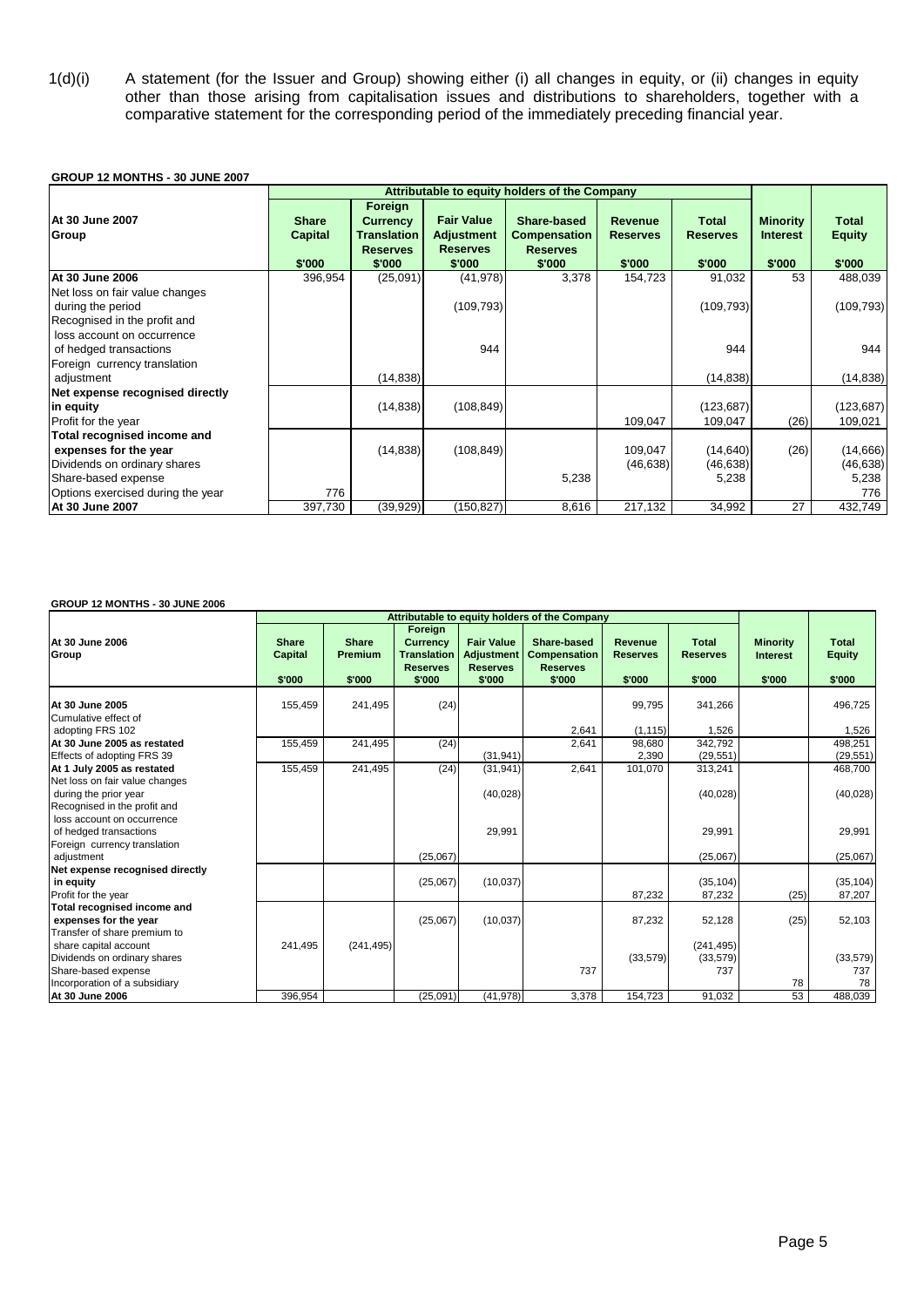1(d)(i) A statement (for the Issuer and Group) showing either (i) all changes in equity, or (ii) changes in equity other than those arising from capitalisation issues and distributions to shareholders, together with a comparative statement for the corresponding period of the immediately preceding financial year.

**GROUP 12 MONTHS - 30 JUNE 2007**

| | Attributable to equity holders of the Company | | | | | | | |
|---|---|---|---|---|---|---|---|---|
| **At 30 June 2007 Group** | **Share Capital** | **Foreign Currency Translation Reserves** | **Fair Value Adjustment Reserves** | **Share-based Compensation Reserves** | **Revenue Reserves** | **Total Reserves** | **Minority Interest** | **Total Equity** |
| | **$'000** | **$'000** | **$'000** | **$'000** | **$'000** | **$'000** | **$'000** | **$'000** |
| **At 30 June 2006** | 396,954 | (25,091) | (41,978) | 3,378 | 154,723 | 91,032 | 53 | 488,039 |
| Net loss on fair value changes during the period | | | (109,793) | | | (109,793) | | (109,793) |
| Recognised in the profit and loss account on occurrence of hedged transactions | | | 944 | | | 944 | | 944 |
| Foreign currency translation adjustment | | (14,838) | | | | (14,838) | | (14,838) |
| **Net expense recognised directly in equity** | | (14,838) | (108,849) | | | (123,687) | | (123,687) |
| Profit for the year | | | | | 109,047 | 109,047 | (26) | 109,021 |
| **Total recognised income and expenses for the year** | | (14,838) | (108,849) | | 109,047 | (14,640) | (26) | (14,666) |
| Dividends on ordinary shares | | | | | (46,638) | (46,638) | | (46,638) |
| Share-based expense | | | | 5,238 | | 5,238 | | 5,238 |
| Options exercised during the year | 776 | | | | | | | 776 |
| **At 30 June 2007** | 397,730 | (39,929) | (150,827) | 8,616 | 217,132 | 34,992 | 27 | 432,749 |

**GROUP 12 MONTHS - 30 JUNE 2006**

| | Attributable to equity holders of the Company | | | | | | | | |
|---|---|---|---|---|---|---|---|---|---|
| **At 30 June 2006 Group** | **Share Capital** | **Share Premium** | **Foreign Currency Translation Reserves** | **Fair Value Adjustment Reserves** | **Share-based Compensation Reserves** | **Revenue Reserves** | **Total Reserves** | **Minority Interest** | **Total Equity** |
| | **$'000** | **$'000** | **$'000** | **$'000** | **$'000** | **$'000** | **$'000** | **$'000** | **$'000** |
| **At 30 June 2005** | 155,459 | 241,495 | (24) | | | 99,795 | 341,266 | | 496,725 |
| Cumulative effect of adopting FRS 102 | | | | | 2,641 | (1,115) | 1,526 | | 1,526 |
| **At 30 June 2005 as restated** | 155,459 | 241,495 | (24) | | 2,641 | 98,680 | 342,792 | | 498,251 |
| Effects of adopting FRS 39 | | | | (31,941) | | 2,390 | (29,551) | | (29,551) |
| **At 1 July 2005 as restated** | 155,459 | 241,495 | (24) | (31,941) | 2,641 | 101,070 | 313,241 | | 468,700 |
| Net loss on fair value changes during the prior year | | | | (40,028) | | | (40,028) | | (40,028) |
| Recognised in the profit and loss account on occurrence of hedged transactions | | | | 29,991 | | | 29,991 | | 29,991 |
| Foreign currency translation adjustment | | | (25,067) | | | | (25,067) | | (25,067) |
| **Net expense recognised directly in equity** | | | (25,067) | (10,037) | | | (35,104) | | (35,104) |
| Profit for the year | | | | | | 87,232 | 87,232 | (25) | 87,207 |
| **Total recognised income and expenses for the year** | | | (25,067) | (10,037) | | 87,232 | 52,128 | (25) | 52,103 |
| Transfer of share premium to share capital account | 241,495 | (241,495) | | | | | (241,495) | | |
| Dividends on ordinary shares | | | | | | (33,579) | (33,579) | | (33,579) |
| Share-based expense | | | | | 737 | | 737 | | 737 |
| Incorporation of a subsidiary | | | | | | | | 78 | 78 |
| **At 30 June 2006** | 396,954 | | (25,091) | (41,978) | 3,378 | 154,723 | 91,032 | 53 | 488,039 |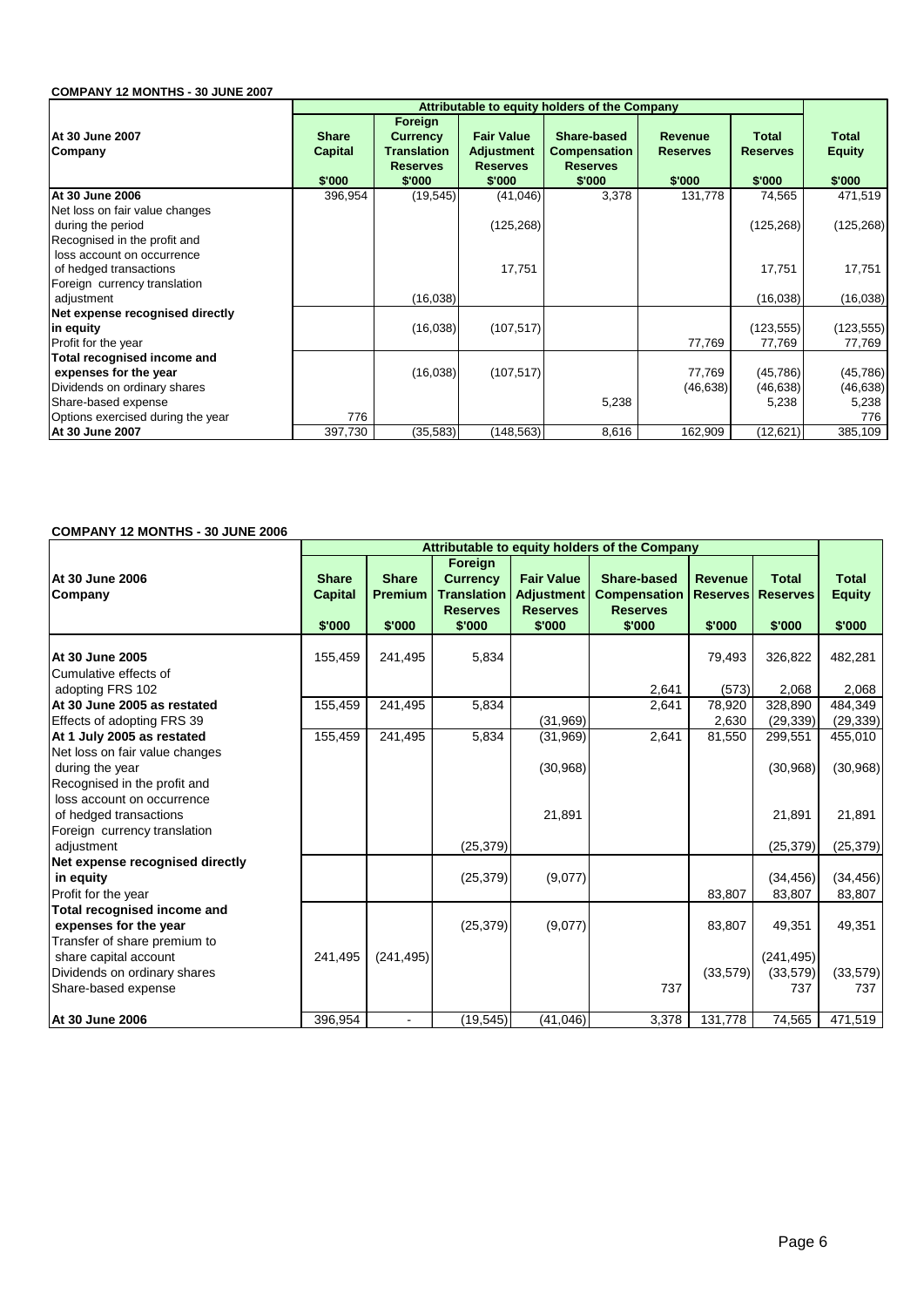**COMPANY 12 MONTHS - 30 JUNE 2007**

| At 30 June 2007 Company | Attributable to equity holders of the Company | | | | | | |
|---|---|---|---|---|---|---|---|
| | Share Capital | Foreign Currency Translation Reserves | Fair Value Adjustment Reserves | Share-based Compensation Reserves | Revenue Reserves | Total Reserves | Total Equity |
| | $'000 | $'000 | $'000 | $'000 | $'000 | $'000 | $'000 |
| **At 30 June 2006** | 396,954 | (19,545) | (41,046) | 3,378 | 131,778 | 74,565 | 471,519 |
| Net loss on fair value changes during the period | | | (125,268) | | | (125,268) | (125,268) |
| Recognised in the profit and loss account on occurrence of hedged transactions | | | 17,751 | | | 17,751 | 17,751 |
| Foreign currency translation adjustment | | (16,038) | | | | (16,038) | (16,038) |
| **Net expense recognised directly in equity** | | (16,038) | (107,517) | | | (123,555) | (123,555) |
| Profit for the year | | | | | 77,769 | 77,769 | 77,769 |
| **Total recognised income and expenses for the year** | | (16,038) | (107,517) | | 77,769 | (45,786) | (45,786) |
| Dividends on ordinary shares | | | | | (46,638) | (46,638) | (46,638) |
| Share-based expense | | | | 5,238 | | 5,238 | 5,238 |
| Options exercised during the year | 776 | | | | | | 776 |
| **At 30 June 2007** | 397,730 | (35,583) | (148,563) | 8,616 | 162,909 | (12,621) | 385,109 |

**COMPANY 12 MONTHS - 30 JUNE 2006**

| At 30 June 2006 Company | Attributable to equity holders of the Company | | | | | | | |
|---|---|---|---|---|---|---|---|---|
| | Share Capital | Share Premium | Foreign Currency Translation Reserves | Fair Value Adjustment Reserves | Share-based Compensation Reserves | Revenue Reserves | Total Reserves | Total Equity |
| | $'000 | $'000 | $'000 | $'000 | $'000 | $'000 | $'000 | $'000 |
| **At 30 June 2005** | 155,459 | 241,495 | 5,834 | | | 79,493 | 326,822 | 482,281 |
| Cumulative effects of adopting FRS 102 | | | | | 2,641 | (573) | 2,068 | 2,068 |
| **At 30 June 2005 as restated** | 155,459 | 241,495 | 5,834 | | 2,641 | 78,920 | 328,890 | 484,349 |
| Effects of adopting FRS 39 | | | | (31,969) | | 2,630 | (29,339) | (29,339) |
| **At 1 July 2005 as restated** | 155,459 | 241,495 | 5,834 | (31,969) | 2,641 | 81,550 | 299,551 | 455,010 |
| Net loss on fair value changes during the year | | | | (30,968) | | | (30,968) | (30,968) |
| Recognised in the profit and loss account on occurrence of hedged transactions | | | | 21,891 | | | 21,891 | 21,891 |
| Foreign currency translation adjustment | | | (25,379) | | | | (25,379) | (25,379) |
| **Net expense recognised directly in equity** | | | (25,379) | (9,077) | | | (34,456) | (34,456) |
| Profit for the year | | | | | | 83,807 | 83,807 | 83,807 |
| **Total recognised income and expenses for the year** | | | (25,379) | (9,077) | | 83,807 | 49,351 | 49,351 |
| Transfer of share premium to share capital account | 241,495 | (241,495) | | | | | (241,495) | |
| Dividends on ordinary shares | | | | | | (33,579) | (33,579) | (33,579) |
| Share-based expense | | | | | 737 | | 737 | 737 |
| **At 30 June 2006** | 396,954 | - | (19,545) | (41,046) | 3,378 | 131,778 | 74,565 | 471,519 |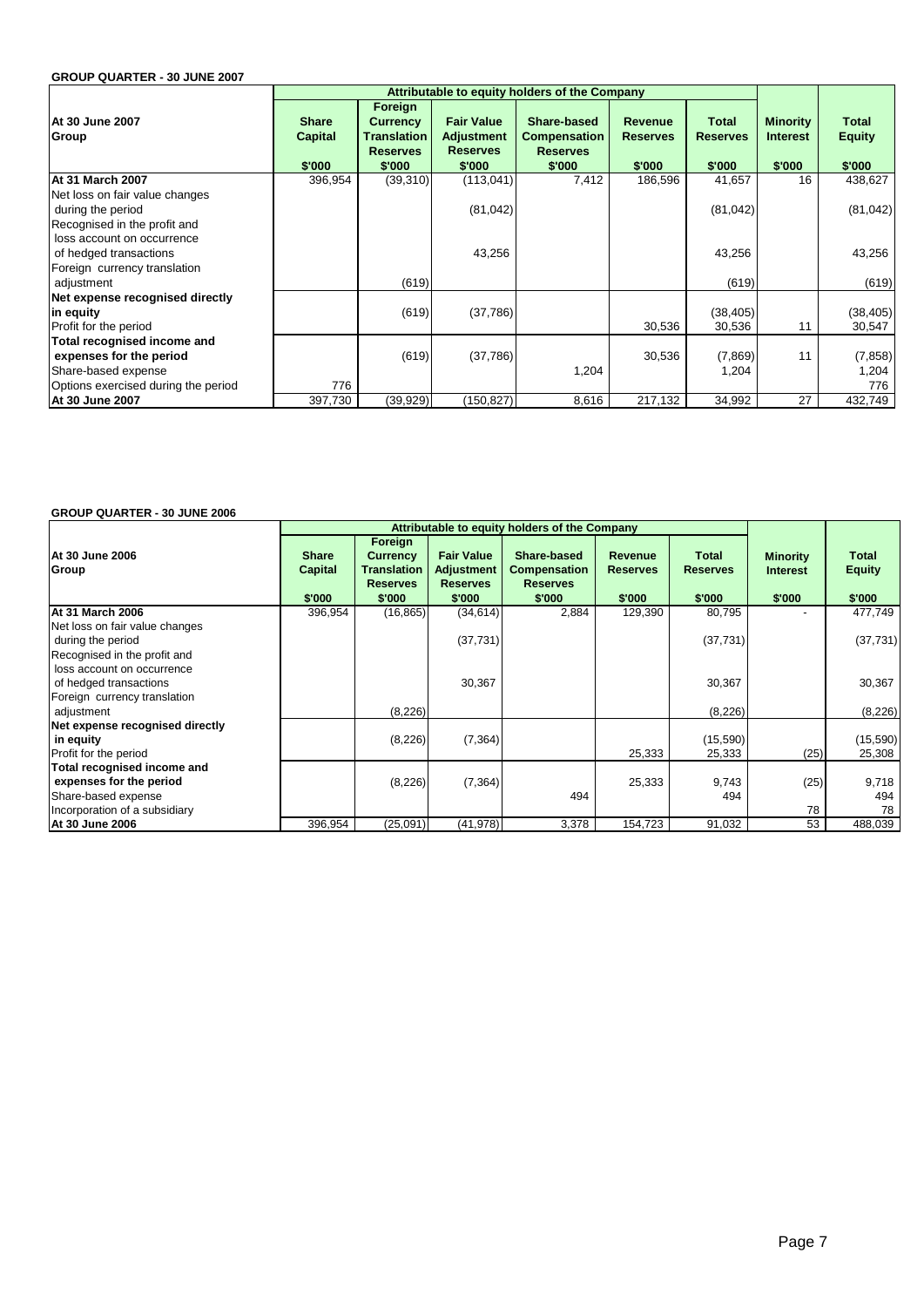**GROUP QUARTER - 30 JUNE 2007**

| At 30 June 2007<br>Group | Attributable to equity holders of the Company | | | | | | | |
|---|---|---|---|---|---|---|---|---|
| | Share Capital | Foreign Currency Translation Reserves | Fair Value Adjustment Reserves | Share-based Compensation Reserves | Revenue Reserves | Total Reserves | Minority Interest | Total Equity |
| | $'000 | $'000 | $'000 | $'000 | $'000 | $'000 | $'000 | $'000 |
| **At 31 March 2007** | 396,954 | (39,310) | (113,041) | 7,412 | 186,596 | 41,657 | 16 | 438,627 |
| Net loss on fair value changes during the period | | | (81,042) | | | (81,042) | | (81,042) |
| Recognised in the profit and loss account on occurrence of hedged transactions | | | 43,256 | | | 43,256 | | 43,256 |
| Foreign currency translation adjustment | | (619) | | | | (619) | | (619) |
| **Net expense recognised directly in equity** | | (619) | (37,786) | | | (38,405) | | (38,405) |
| Profit for the period | | | | | 30,536 | 30,536 | 11 | 30,547 |
| **Total recognised income and expenses for the period** | | (619) | (37,786) | | 30,536 | (7,869) | 11 | (7,858) |
| Share-based expense | | | | 1,204 | | 1,204 | | 1,204 |
| Options exercised during the period | 776 | | | | | | | 776 |
| **At 30 June 2007** | 397,730 | (39,929) | (150,827) | 8,616 | 217,132 | 34,992 | 27 | 432,749 |

**GROUP QUARTER - 30 JUNE 2006**

| At 30 June 2006<br>Group | Attributable to equity holders of the Company | | | | | | | |
|---|---|---|---|---|---|---|---|---|
| | Share Capital | Foreign Currency Translation Reserves | Fair Value Adjustment Reserves | Share-based Compensation Reserves | Revenue Reserves | Total Reserves | Minority Interest | Total Equity |
| | $'000 | $'000 | $'000 | $'000 | $'000 | $'000 | $'000 | $'000 |
| **At 31 March 2006** | 396,954 | (16,865) | (34,614) | 2,884 | 129,390 | 80,795 | - | 477,749 |
| Net loss on fair value changes during the period | | | (37,731) | | | (37,731) | | (37,731) |
| Recognised in the profit and loss account on occurrence of hedged transactions | | | 30,367 | | | 30,367 | | 30,367 |
| Foreign currency translation adjustment | | (8,226) | | | | (8,226) | | (8,226) |
| **Net expense recognised directly in equity** | | (8,226) | (7,364) | | | (15,590) | | (15,590) |
| Profit for the period | | | | | 25,333 | 25,333 | (25) | 25,308 |
| **Total recognised income and expenses for the period** | | (8,226) | (7,364) | | 25,333 | 9,743 | (25) | 9,718 |
| Share-based expense | | | | 494 | | 494 | | 494 |
| Incorporation of a subsidiary | | | | | | | 78 | 78 |
| **At 30 June 2006** | 396,954 | (25,091) | (41,978) | 3,378 | 154,723 | 91,032 | 53 | 488,039 |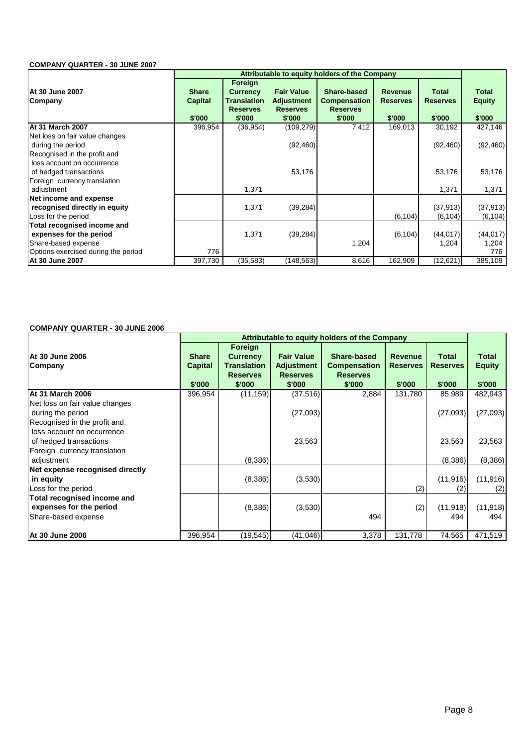**COMPANY QUARTER - 30 JUNE 2007**

| At 30 June 2007 Company | Attributable to equity holders of the Company | | | | | | |
|---|---|---|---|---|---|---|---|
| | Share Capital | Foreign Currency Translation Reserves | Fair Value Adjustment Reserves | Share-based Compensation Reserves | Revenue Reserves | Total Reserves | Total Equity |
| | $'000 | $'000 | $'000 | $'000 | $'000 | $'000 | $'000 |
| **At 31 March 2007** | 396,954 | (36,954) | (109,279) | 7,412 | 169,013 | 30,192 | 427,146 |
| Net loss on fair value changes during the period | | | (92,460) | | | (92,460) | (92,460) |
| Recognised in the profit and loss account on occurrence of hedged transactions | | | 53,176 | | | 53,176 | 53,176 |
| Foreign currency translation adjustment | | 1,371 | | | | 1,371 | 1,371 |
| **Net income and expense recognised directly in equity** | | 1,371 | (39,284) | | | (37,913) | (37,913) |
| Loss for the period | | | | | (6,104) | (6,104) | (6,104) |
| **Total recognised income and expenses for the period** | | 1,371 | (39,284) | | (6,104) | (44,017) | (44,017) |
| Share-based expense | | | | 1,204 | | 1,204 | 1,204 |
| Options exercised during the period | 776 | | | | | | 776 |
| **At 30 June 2007** | 397,730 | (35,583) | (148,563) | 8,616 | 162,909 | (12,621) | 385,109 |

**COMPANY QUARTER - 30 JUNE 2006**

| At 30 June 2006 Company | Attributable to equity holders of the Company | | | | | | |
|---|---|---|---|---|---|---|---|
| | Share Capital | Foreign Currency Translation Reserves | Fair Value Adjustment Reserves | Share-based Compensation Reserves | Revenue Reserves | Total Reserves | Total Equity |
| | $'000 | $'000 | $'000 | $'000 | $'000 | $'000 | $'000 |
| **At 31 March 2006** | 396,954 | (11,159) | (37,516) | 2,884 | 131,780 | 85,989 | 482,943 |
| Net loss on fair value changes during the period | | | (27,093) | | | (27,093) | (27,093) |
| Recognised in the profit and loss account on occurrence of hedged transactions | | | 23,563 | | | 23,563 | 23,563 |
| Foreign currency translation adjustment | | (8,386) | | | | (8,386) | (8,386) |
| **Net expense recognised directly in equity** | | (8,386) | (3,530) | | | (11,916) | (11,916) |
| Loss for the period | | | | | (2) | (2) | (2) |
| **Total recognised income and expenses for the period** | | (8,386) | (3,530) | | (2) | (11,918) | (11,918) |
| Share-based expense | | | | 494 | | 494 | 494 |
| **At 30 June 2006** | 396,954 | (19,545) | (41,046) | 3,378 | 131,778 | 74,565 | 471,519 |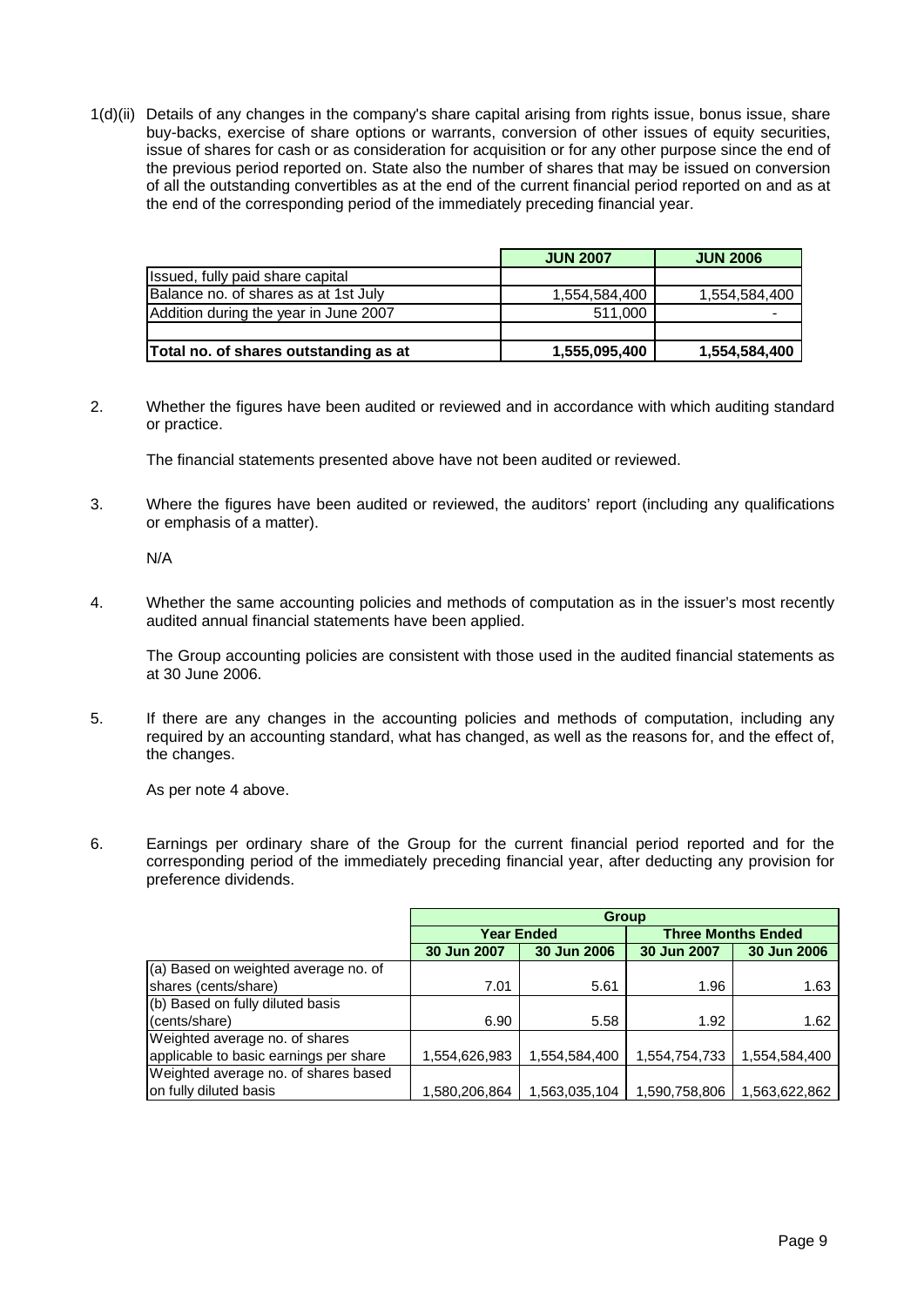1(d)(ii) Details of any changes in the company's share capital arising from rights issue, bonus issue, share buy-backs, exercise of share options or warrants, conversion of other issues of equity securities, issue of shares for cash or as consideration for acquisition or for any other purpose since the end of the previous period reported on. State also the number of shares that may be issued on conversion of all the outstanding convertibles as at the end of the current financial period reported on and as at the end of the corresponding period of the immediately preceding financial year.

| | JUN 2007 | JUN 2006 |
|---|---|---|
| Issued, fully paid share capital | | |
| Balance no. of shares as at 1st July | 1,554,584,400 | 1,554,584,400 |
| Addition during the year in June 2007 | 511,000 | - |
| | | |
| **Total no. of shares outstanding as at** | **1,555,095,400** | **1,554,584,400** |

2. Whether the figures have been audited or reviewed and in accordance with which auditing standard or practice.

   The financial statements presented above have not been audited or reviewed.

3. Where the figures have been audited or reviewed, the auditors' report (including any qualifications or emphasis of a matter).

   N/A

4. Whether the same accounting policies and methods of computation as in the issuer's most recently audited annual financial statements have been applied.

   The Group accounting policies are consistent with those used in the audited financial statements as at 30 June 2006.

5. If there are any changes in the accounting policies and methods of computation, including any required by an accounting standard, what has changed, as well as the reasons for, and the effect of, the changes.

   As per note 4 above.

6. Earnings per ordinary share of the Group for the current financial period reported and for the corresponding period of the immediately preceding financial year, after deducting any provision for preference dividends.

| | Group | | | |
|---|---|---|---|---|
| | Year Ended | | Three Months Ended | |
| | 30 Jun 2007 | 30 Jun 2006 | 30 Jun 2007 | 30 Jun 2006 |
| (a) Based on weighted average no. of shares (cents/share) | 7.01 | 5.61 | 1.96 | 1.63 |
| (b) Based on fully diluted basis (cents/share) | 6.90 | 5.58 | 1.92 | 1.62 |
| Weighted average no. of shares applicable to basic earnings per share | 1,554,626,983 | 1,554,584,400 | 1,554,754,733 | 1,554,584,400 |
| Weighted average no. of shares based on fully diluted basis | 1,580,206,864 | 1,563,035,104 | 1,590,758,806 | 1,563,622,862 |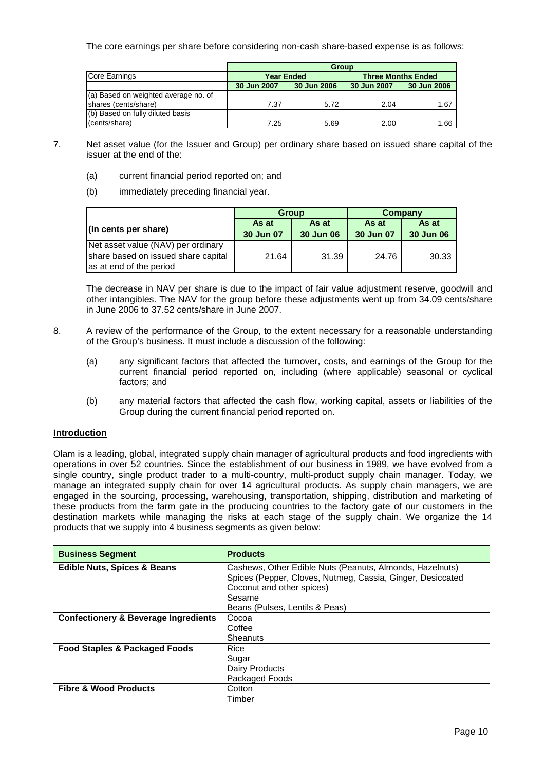The core earnings per share before considering non-cash share-based expense is as follows:

| Core Earnings | Group | | | |
|---|---|---|---|---|
| | Year Ended | | Three Months Ended | |
| | 30 Jun 2007 | 30 Jun 2006 | 30 Jun 2007 | 30 Jun 2006 |
| (a) Based on weighted average no. of shares (cents/share) | 7.37 | 5.72 | 2.04 | 1.67 |
| (b) Based on fully diluted basis (cents/share) | 7.25 | 5.69 | 2.00 | 1.66 |

7. Net asset value (for the Issuer and Group) per ordinary share based on issued share capital of the issuer at the end of the:

   (a) current financial period reported on; and

   (b) immediately preceding financial year.

| (In cents per share) | Group | | Company | |
|---|---|---|---|---|
| | As at 30 Jun 07 | As at 30 Jun 06 | As at 30 Jun 07 | As at 30 Jun 06 |
| Net asset value (NAV) per ordinary share based on issued share capital as at end of the period | 21.64 | 31.39 | 24.76 | 30.33 |

The decrease in NAV per share is due to the impact of fair value adjustment reserve, goodwill and other intangibles. The NAV for the group before these adjustments went up from 34.09 cents/share in June 2006 to 37.52 cents/share in June 2007.

8. A review of the performance of the Group, to the extent necessary for a reasonable understanding of the Group's business. It must include a discussion of the following:

   (a) any significant factors that affected the turnover, costs, and earnings of the Group for the current financial period reported on, including (where applicable) seasonal or cyclical factors; and

   (b) any material factors that affected the cash flow, working capital, assets or liabilities of the Group during the current financial period reported on.

**Introduction**

Olam is a leading, global, integrated supply chain manager of agricultural products and food ingredients with operations in over 52 countries. Since the establishment of our business in 1989, we have evolved from a single country, single product trader to a multi-country, multi-product supply chain manager. Today, we manage an integrated supply chain for over 14 agricultural products. As supply chain managers, we are engaged in the sourcing, processing, warehousing, transportation, shipping, distribution and marketing of these products from the farm gate in the producing countries to the factory gate of our customers in the destination markets while managing the risks at each stage of the supply chain. We organize the 14 products that we supply into 4 business segments as given below:

| Business Segment | Products |
|---|---|
| **Edible Nuts, Spices & Beans** | Cashews, Other Edible Nuts (Peanuts, Almonds, Hazelnuts)<br>Spices (Pepper, Cloves, Nutmeg, Cassia, Ginger, Desiccated Coconut and other spices)<br>Sesame<br>Beans (Pulses, Lentils & Peas) |
| **Confectionery & Beverage Ingredients** | Cocoa<br>Coffee<br>Sheanuts |
| **Food Staples & Packaged Foods** | Rice<br>Sugar<br>Dairy Products<br>Packaged Foods |
| **Fibre & Wood Products** | Cotton<br>Timber |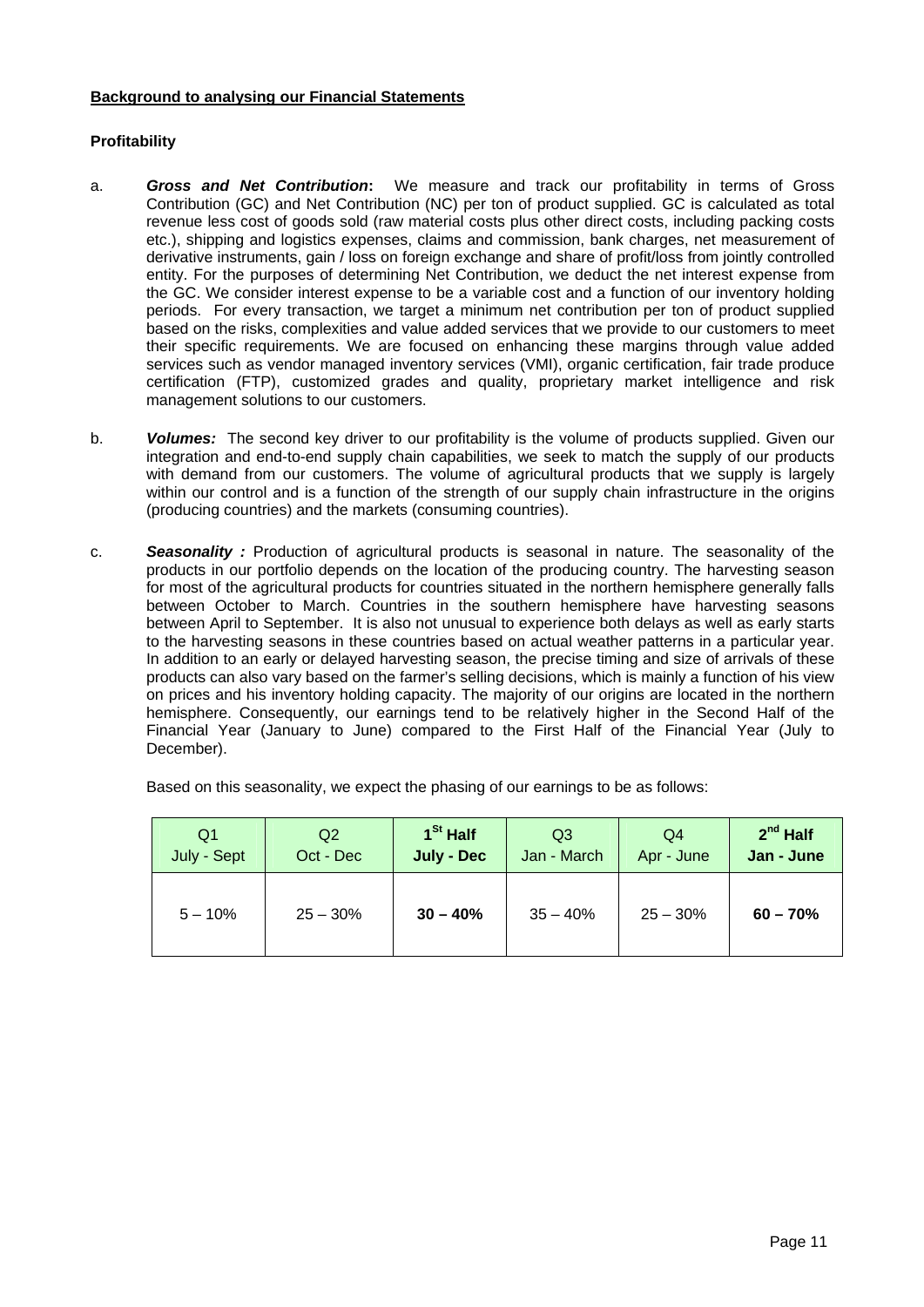## Background to analysing our Financial Statements

### Profitability

a. ***Gross and Net Contribution*****:** We measure and track our profitability in terms of Gross Contribution (GC) and Net Contribution (NC) per ton of product supplied. GC is calculated as total revenue less cost of goods sold (raw material costs plus other direct costs, including packing costs etc.), shipping and logistics expenses, claims and commission, bank charges, net measurement of derivative instruments, gain / loss on foreign exchange and share of profit/loss from jointly controlled entity. For the purposes of determining Net Contribution, we deduct the net interest expense from the GC. We consider interest expense to be a variable cost and a function of our inventory holding periods. For every transaction, we target a minimum net contribution per ton of product supplied based on the risks, complexities and value added services that we provide to our customers to meet their specific requirements. We are focused on enhancing these margins through value added services such as vendor managed inventory services (VMI), organic certification, fair trade produce certification (FTP), customized grades and quality, proprietary market intelligence and risk management solutions to our customers.

b. ***Volumes:*** The second key driver to our profitability is the volume of products supplied. Given our integration and end-to-end supply chain capabilities, we seek to match the supply of our products with demand from our customers. The volume of agricultural products that we supply is largely within our control and is a function of the strength of our supply chain infrastructure in the origins (producing countries) and the markets (consuming countries).

c. ***Seasonality :*** Production of agricultural products is seasonal in nature. The seasonality of the products in our portfolio depends on the location of the producing country. The harvesting season for most of the agricultural products for countries situated in the northern hemisphere generally falls between October to March. Countries in the southern hemisphere have harvesting seasons between April to September. It is also not unusual to experience both delays as well as early starts to the harvesting seasons in these countries based on actual weather patterns in a particular year. In addition to an early or delayed harvesting season, the precise timing and size of arrivals of these products can also vary based on the farmer's selling decisions, which is mainly a function of his view on prices and his inventory holding capacity. The majority of our origins are located in the northern hemisphere. Consequently, our earnings tend to be relatively higher in the Second Half of the Financial Year (January to June) compared to the First Half of the Financial Year (July to December).

   Based on this seasonality, we expect the phasing of our earnings to be as follows:

| Q1<br>July - Sept | Q2<br>Oct - Dec | **1st Half<br>July - Dec** | Q3<br>Jan - March | Q4<br>Apr - June | **2nd Half<br>Jan - June** |
|---|---|---|---|---|---|
| 5 – 10% | 25 – 30% | **30 – 40%** | 35 – 40% | 25 – 30% | **60 – 70%** |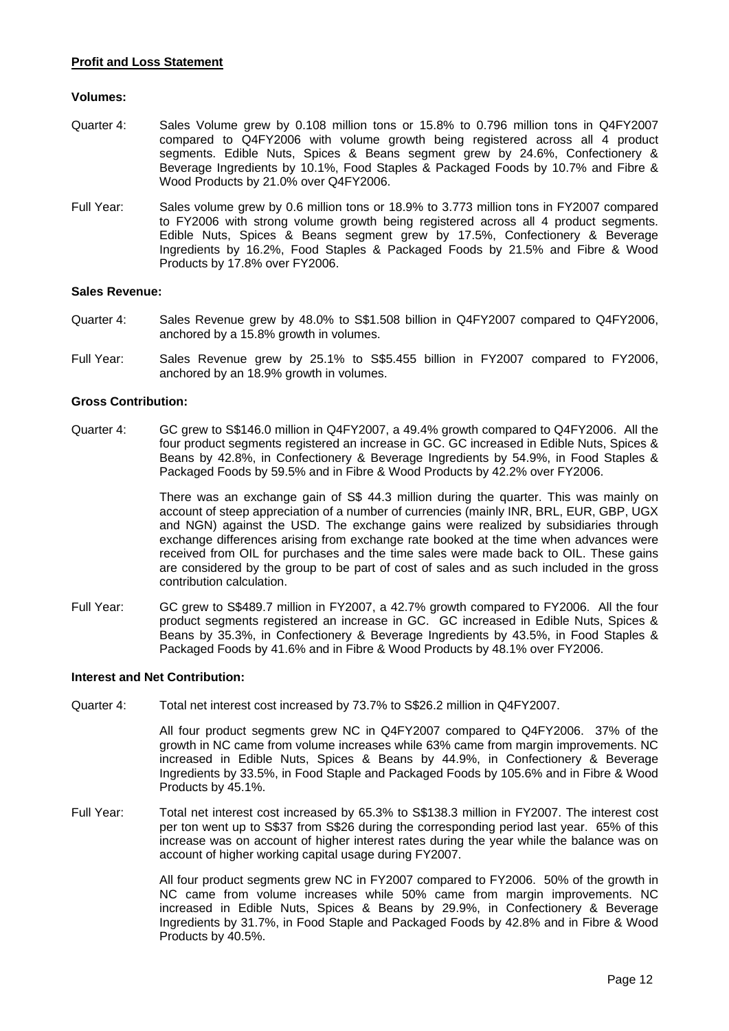## Profit and Loss Statement

### Volumes:

Quarter 4: Sales Volume grew by 0.108 million tons or 15.8% to 0.796 million tons in Q4FY2007 compared to Q4FY2006 with volume growth being registered across all 4 product segments. Edible Nuts, Spices & Beans segment grew by 24.6%, Confectionery & Beverage Ingredients by 10.1%, Food Staples & Packaged Foods by 10.7% and Fibre & Wood Products by 21.0% over Q4FY2006.

Full Year: Sales volume grew by 0.6 million tons or 18.9% to 3.773 million tons in FY2007 compared to FY2006 with strong volume growth being registered across all 4 product segments. Edible Nuts, Spices & Beans segment grew by 17.5%, Confectionery & Beverage Ingredients by 16.2%, Food Staples & Packaged Foods by 21.5% and Fibre & Wood Products by 17.8% over FY2006.

### Sales Revenue:

Quarter 4: Sales Revenue grew by 48.0% to S$1.508 billion in Q4FY2007 compared to Q4FY2006, anchored by a 15.8% growth in volumes.

Full Year: Sales Revenue grew by 25.1% to S$5.455 billion in FY2007 compared to FY2006, anchored by an 18.9% growth in volumes.

### Gross Contribution:

Quarter 4: GC grew to S$146.0 million in Q4FY2007, a 49.4% growth compared to Q4FY2006. All the four product segments registered an increase in GC. GC increased in Edible Nuts, Spices & Beans by 42.8%, in Confectionery & Beverage Ingredients by 54.9%, in Food Staples & Packaged Foods by 59.5% and in Fibre & Wood Products by 42.2% over FY2006.

There was an exchange gain of S$ 44.3 million during the quarter. This was mainly on account of steep appreciation of a number of currencies (mainly INR, BRL, EUR, GBP, UGX and NGN) against the USD. The exchange gains were realized by subsidiaries through exchange differences arising from exchange rate booked at the time when advances were received from OIL for purchases and the time sales were made back to OIL. These gains are considered by the group to be part of cost of sales and as such included in the gross contribution calculation.

Full Year: GC grew to S$489.7 million in FY2007, a 42.7% growth compared to FY2006. All the four product segments registered an increase in GC. GC increased in Edible Nuts, Spices & Beans by 35.3%, in Confectionery & Beverage Ingredients by 43.5%, in Food Staples & Packaged Foods by 41.6% and in Fibre & Wood Products by 48.1% over FY2006.

### Interest and Net Contribution:

Quarter 4: Total net interest cost increased by 73.7% to S$26.2 million in Q4FY2007.

All four product segments grew NC in Q4FY2007 compared to Q4FY2006. 37% of the growth in NC came from volume increases while 63% came from margin improvements. NC increased in Edible Nuts, Spices & Beans by 44.9%, in Confectionery & Beverage Ingredients by 33.5%, in Food Staple and Packaged Foods by 105.6% and in Fibre & Wood Products by 45.1%.

Full Year: Total net interest cost increased by 65.3% to S$138.3 million in FY2007. The interest cost per ton went up to S$37 from S$26 during the corresponding period last year. 65% of this increase was on account of higher interest rates during the year while the balance was on account of higher working capital usage during FY2007.

All four product segments grew NC in FY2007 compared to FY2006. 50% of the growth in NC came from volume increases while 50% came from margin improvements. NC increased in Edible Nuts, Spices & Beans by 29.9%, in Confectionery & Beverage Ingredients by 31.7%, in Food Staple and Packaged Foods by 42.8% and in Fibre & Wood Products by 40.5%.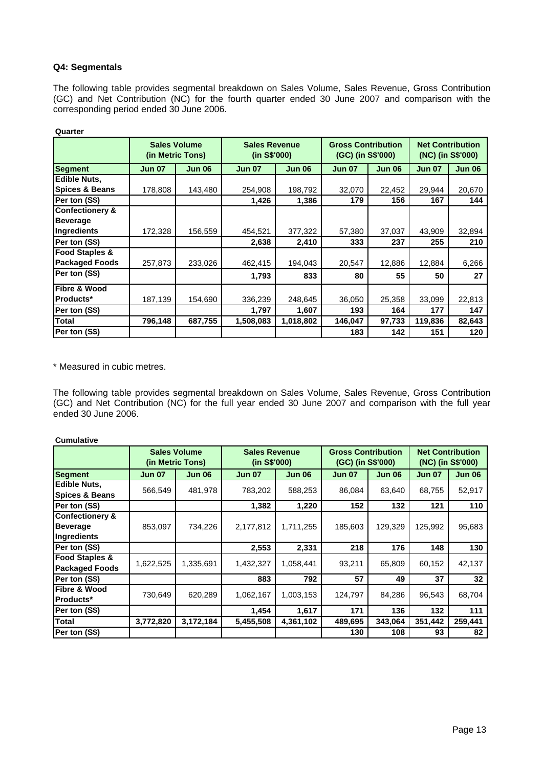### Q4: Segmentals

The following table provides segmental breakdown on Sales Volume, Sales Revenue, Gross Contribution (GC) and Net Contribution (NC) for the fourth quarter ended 30 June 2007 and comparison with the corresponding period ended 30 June 2006.

**Quarter**

| | Sales Volume (in Metric Tons) | | Sales Revenue (in S$'000) | | Gross Contribution (GC) (in S$'000) | | Net Contribution (NC) (in S$'000) | |
|---|---|---|---|---|---|---|---|---|
| **Segment** | **Jun 07** | **Jun 06** | **Jun 07** | **Jun 06** | **Jun 07** | **Jun 06** | **Jun 07** | **Jun 06** |
| **Edible Nuts, Spices & Beans** | 178,808 | 143,480 | 254,908 | 198,792 | 32,070 | 22,452 | 29,944 | 20,670 |
| **Per ton (S$)** | | | **1,426** | **1,386** | **179** | **156** | **167** | **144** |
| **Confectionery & Beverage Ingredients** | 172,328 | 156,559 | 454,521 | 377,322 | 57,380 | 37,037 | 43,909 | 32,894 |
| **Per ton (S$)** | | | **2,638** | **2,410** | **333** | **237** | **255** | **210** |
| **Food Staples & Packaged Foods** | 257,873 | 233,026 | 462,415 | 194,043 | 20,547 | 12,886 | 12,884 | 6,266 |
| **Per ton (S$)** | | | **1,793** | **833** | **80** | **55** | **50** | **27** |
| **Fibre & Wood Products*** | 187,139 | 154,690 | 336,239 | 248,645 | 36,050 | 25,358 | 33,099 | 22,813 |
| **Per ton (S$)** | | | **1,797** | **1,607** | **193** | **164** | **177** | **147** |
| **Total** | **796,148** | **687,755** | **1,508,083** | **1,018,802** | **146,047** | **97,733** | **119,836** | **82,643** |
| **Per ton (S$)** | | | | | **183** | **142** | **151** | **120** |

\* Measured in cubic metres.

The following table provides segmental breakdown on Sales Volume, Sales Revenue, Gross Contribution (GC) and Net Contribution (NC) for the full year ended 30 June 2007 and comparison with the full year ended 30 June 2006.

**Cumulative**

| | Sales Volume (in Metric Tons) | | Sales Revenue (in S$'000) | | Gross Contribution (GC) (in S$'000) | | Net Contribution (NC) (in S$'000) | |
|---|---|---|---|---|---|---|---|---|
| **Segment** | **Jun 07** | **Jun 06** | **Jun 07** | **Jun 06** | **Jun 07** | **Jun 06** | **Jun 07** | **Jun 06** |
| **Edible Nuts, Spices & Beans** | 566,549 | 481,978 | 783,202 | 588,253 | 86,084 | 63,640 | 68,755 | 52,917 |
| **Per ton (S$)** | | | **1,382** | **1,220** | **152** | **132** | **121** | **110** |
| **Confectionery & Beverage Ingredients** | 853,097 | 734,226 | 2,177,812 | 1,711,255 | 185,603 | 129,329 | 125,992 | 95,683 |
| **Per ton (S$)** | | | **2,553** | **2,331** | **218** | **176** | **148** | **130** |
| **Food Staples & Packaged Foods** | 1,622,525 | 1,335,691 | 1,432,327 | 1,058,441 | 93,211 | 65,809 | 60,152 | 42,137 |
| **Per ton (S$)** | | | **883** | **792** | **57** | **49** | **37** | **32** |
| **Fibre & Wood Products*** | 730,649 | 620,289 | 1,062,167 | 1,003,153 | 124,797 | 84,286 | 96,543 | 68,704 |
| **Per ton (S$)** | | | **1,454** | **1,617** | **171** | **136** | **132** | **111** |
| **Total** | **3,772,820** | **3,172,184** | **5,455,508** | **4,361,102** | **489,695** | **343,064** | **351,442** | **259,441** |
| **Per ton (S$)** | | | | | **130** | **108** | **93** | **82** |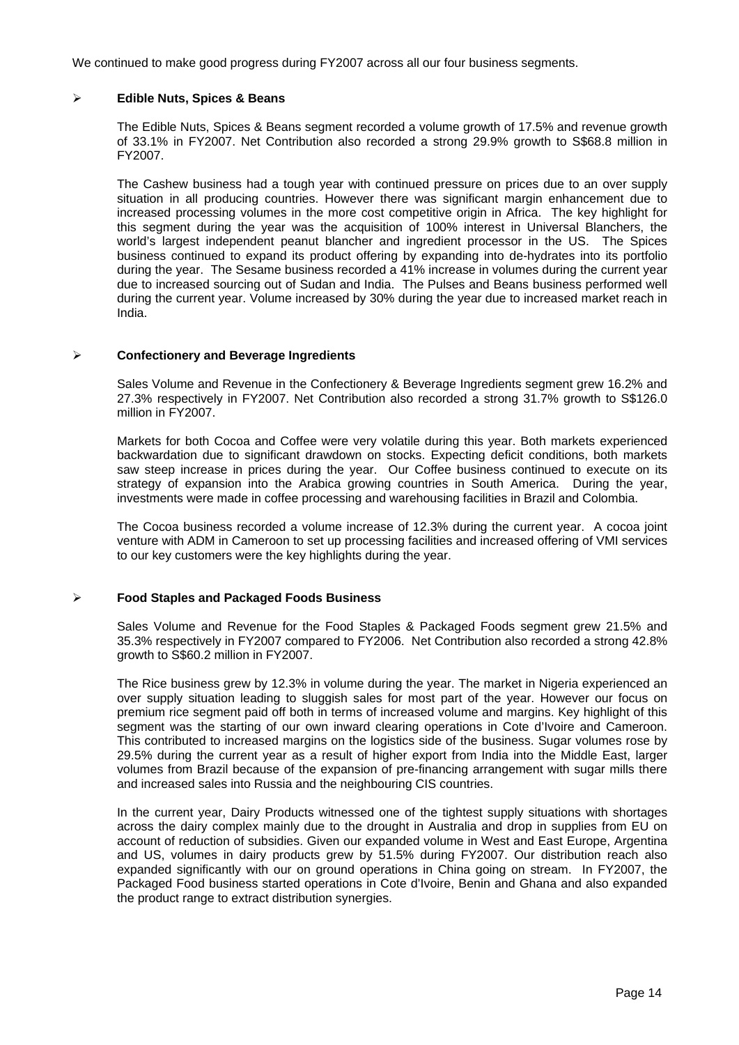We continued to make good progress during FY2007 across all our four business segments.

- **Edible Nuts, Spices & Beans**

  The Edible Nuts, Spices & Beans segment recorded a volume growth of 17.5% and revenue growth of 33.1% in FY2007. Net Contribution also recorded a strong 29.9% growth to S$68.8 million in FY2007.

  The Cashew business had a tough year with continued pressure on prices due to an over supply situation in all producing countries. However there was significant margin enhancement due to increased processing volumes in the more cost competitive origin in Africa. The key highlight for this segment during the year was the acquisition of 100% interest in Universal Blanchers, the world's largest independent peanut blancher and ingredient processor in the US. The Spices business continued to expand its product offering by expanding into de-hydrates into its portfolio during the year. The Sesame business recorded a 41% increase in volumes during the current year due to increased sourcing out of Sudan and India. The Pulses and Beans business performed well during the current year. Volume increased by 30% during the year due to increased market reach in India.

- **Confectionery and Beverage Ingredients**

  Sales Volume and Revenue in the Confectionery & Beverage Ingredients segment grew 16.2% and 27.3% respectively in FY2007. Net Contribution also recorded a strong 31.7% growth to S$126.0 million in FY2007.

  Markets for both Cocoa and Coffee were very volatile during this year. Both markets experienced backwardation due to significant drawdown on stocks. Expecting deficit conditions, both markets saw steep increase in prices during the year. Our Coffee business continued to execute on its strategy of expansion into the Arabica growing countries in South America. During the year, investments were made in coffee processing and warehousing facilities in Brazil and Colombia.

  The Cocoa business recorded a volume increase of 12.3% during the current year. A cocoa joint venture with ADM in Cameroon to set up processing facilities and increased offering of VMI services to our key customers were the key highlights during the year.

- **Food Staples and Packaged Foods Business**

  Sales Volume and Revenue for the Food Staples & Packaged Foods segment grew 21.5% and 35.3% respectively in FY2007 compared to FY2006. Net Contribution also recorded a strong 42.8% growth to S$60.2 million in FY2007.

  The Rice business grew by 12.3% in volume during the year. The market in Nigeria experienced an over supply situation leading to sluggish sales for most part of the year. However our focus on premium rice segment paid off both in terms of increased volume and margins. Key highlight of this segment was the starting of our own inward clearing operations in Cote d'Ivoire and Cameroon. This contributed to increased margins on the logistics side of the business. Sugar volumes rose by 29.5% during the current year as a result of higher export from India into the Middle East, larger volumes from Brazil because of the expansion of pre-financing arrangement with sugar mills there and increased sales into Russia and the neighbouring CIS countries.

  In the current year, Dairy Products witnessed one of the tightest supply situations with shortages across the dairy complex mainly due to the drought in Australia and drop in supplies from EU on account of reduction of subsidies. Given our expanded volume in West and East Europe, Argentina and US, volumes in dairy products grew by 51.5% during FY2007. Our distribution reach also expanded significantly with our on ground operations in China going on stream. In FY2007, the Packaged Food business started operations in Cote d'Ivoire, Benin and Ghana and also expanded the product range to extract distribution synergies.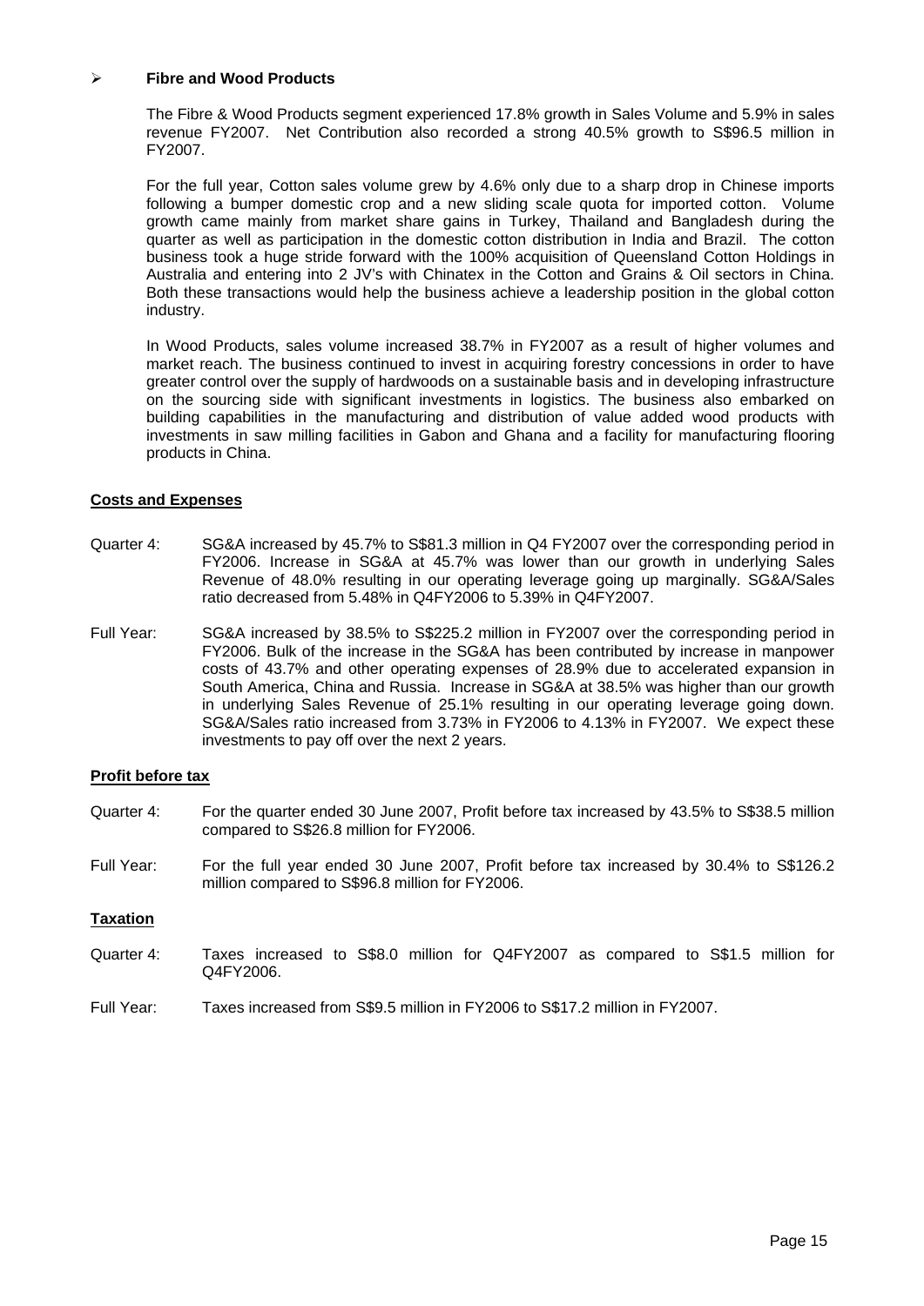- **Fibre and Wood Products**

  The Fibre & Wood Products segment experienced 17.8% growth in Sales Volume and 5.9% in sales revenue FY2007. Net Contribution also recorded a strong 40.5% growth to S$96.5 million in FY2007.

  For the full year, Cotton sales volume grew by 4.6% only due to a sharp drop in Chinese imports following a bumper domestic crop and a new sliding scale quota for imported cotton. Volume growth came mainly from market share gains in Turkey, Thailand and Bangladesh during the quarter as well as participation in the domestic cotton distribution in India and Brazil. The cotton business took a huge stride forward with the 100% acquisition of Queensland Cotton Holdings in Australia and entering into 2 JV's with Chinatex in the Cotton and Grains & Oil sectors in China. Both these transactions would help the business achieve a leadership position in the global cotton industry.

  In Wood Products, sales volume increased 38.7% in FY2007 as a result of higher volumes and market reach. The business continued to invest in acquiring forestry concessions in order to have greater control over the supply of hardwoods on a sustainable basis and in developing infrastructure on the sourcing side with significant investments in logistics. The business also embarked on building capabilities in the manufacturing and distribution of value added wood products with investments in saw milling facilities in Gabon and Ghana and a facility for manufacturing flooring products in China.

**Costs and Expenses**

Quarter 4: SG&A increased by 45.7% to S$81.3 million in Q4 FY2007 over the corresponding period in FY2006. Increase in SG&A at 45.7% was lower than our growth in underlying Sales Revenue of 48.0% resulting in our operating leverage going up marginally. SG&A/Sales ratio decreased from 5.48% in Q4FY2006 to 5.39% in Q4FY2007.

Full Year: SG&A increased by 38.5% to S$225.2 million in FY2007 over the corresponding period in FY2006. Bulk of the increase in the SG&A has been contributed by increase in manpower costs of 43.7% and other operating expenses of 28.9% due to accelerated expansion in South America, China and Russia. Increase in SG&A at 38.5% was higher than our growth in underlying Sales Revenue of 25.1% resulting in our operating leverage going down. SG&A/Sales ratio increased from 3.73% in FY2006 to 4.13% in FY2007. We expect these investments to pay off over the next 2 years.

**Profit before tax**

Quarter 4: For the quarter ended 30 June 2007, Profit before tax increased by 43.5% to S$38.5 million compared to S$26.8 million for FY2006.

Full Year: For the full year ended 30 June 2007, Profit before tax increased by 30.4% to S$126.2 million compared to S$96.8 million for FY2006.

**Taxation**

Quarter 4: Taxes increased to S$8.0 million for Q4FY2007 as compared to S$1.5 million for Q4FY2006.

Full Year: Taxes increased from S$9.5 million in FY2006 to S$17.2 million in FY2007.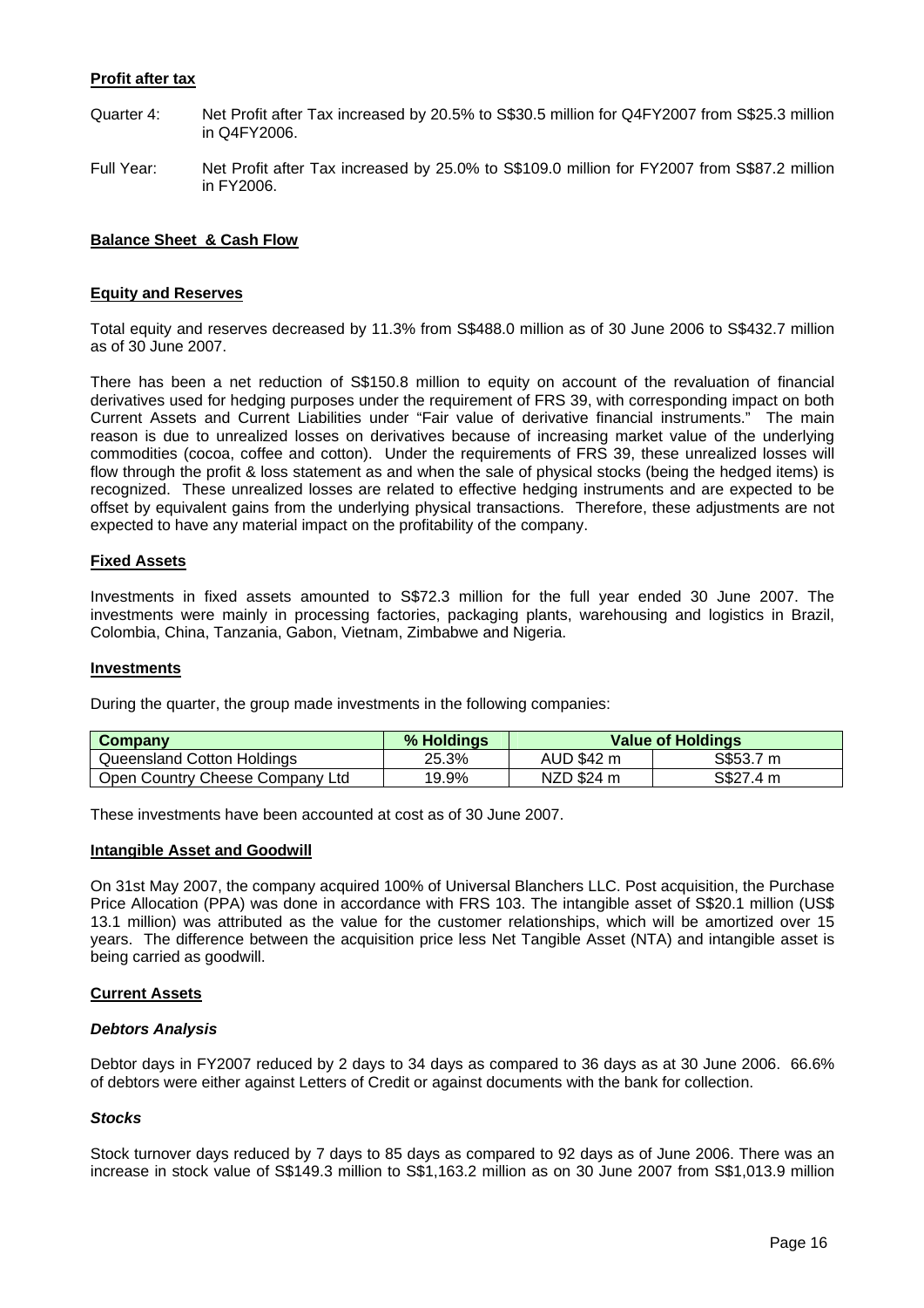**Profit after tax**

Quarter 4: Net Profit after Tax increased by 20.5% to S$30.5 million for Q4FY2007 from S$25.3 million in Q4FY2006.

Full Year: Net Profit after Tax increased by 25.0% to S$109.0 million for FY2007 from S$87.2 million in FY2006.

**Balance Sheet & Cash Flow**

**Equity and Reserves**

Total equity and reserves decreased by 11.3% from S$488.0 million as of 30 June 2006 to S$432.7 million as of 30 June 2007.

There has been a net reduction of S$150.8 million to equity on account of the revaluation of financial derivatives used for hedging purposes under the requirement of FRS 39, with corresponding impact on both Current Assets and Current Liabilities under "Fair value of derivative financial instruments." The main reason is due to unrealized losses on derivatives because of increasing market value of the underlying commodities (cocoa, coffee and cotton). Under the requirements of FRS 39, these unrealized losses will flow through the profit & loss statement as and when the sale of physical stocks (being the hedged items) is recognized. These unrealized losses are related to effective hedging instruments and are expected to be offset by equivalent gains from the underlying physical transactions. Therefore, these adjustments are not expected to have any material impact on the profitability of the company.

**Fixed Assets**

Investments in fixed assets amounted to S$72.3 million for the full year ended 30 June 2007. The investments were mainly in processing factories, packaging plants, warehousing and logistics in Brazil, Colombia, China, Tanzania, Gabon, Vietnam, Zimbabwe and Nigeria.

**Investments**

During the quarter, the group made investments in the following companies:

| Company | % Holdings | Value of Holdings | |
|---|---|---|---|
| Queensland Cotton Holdings | 25.3% | AUD $42 m | S$53.7 m |
| Open Country Cheese Company Ltd | 19.9% | NZD $24 m | S$27.4 m |

These investments have been accounted at cost as of 30 June 2007.

**Intangible Asset and Goodwill**

On 31st May 2007, the company acquired 100% of Universal Blanchers LLC. Post acquisition, the Purchase Price Allocation (PPA) was done in accordance with FRS 103. The intangible asset of S$20.1 million (US$ 13.1 million) was attributed as the value for the customer relationships, which will be amortized over 15 years. The difference between the acquisition price less Net Tangible Asset (NTA) and intangible asset is being carried as goodwill.

**Current Assets**

***Debtors Analysis***

Debtor days in FY2007 reduced by 2 days to 34 days as compared to 36 days as at 30 June 2006. 66.6% of debtors were either against Letters of Credit or against documents with the bank for collection.

***Stocks***

Stock turnover days reduced by 7 days to 85 days as compared to 92 days as of June 2006. There was an increase in stock value of S$149.3 million to S$1,163.2 million as on 30 June 2007 from S$1,013.9 million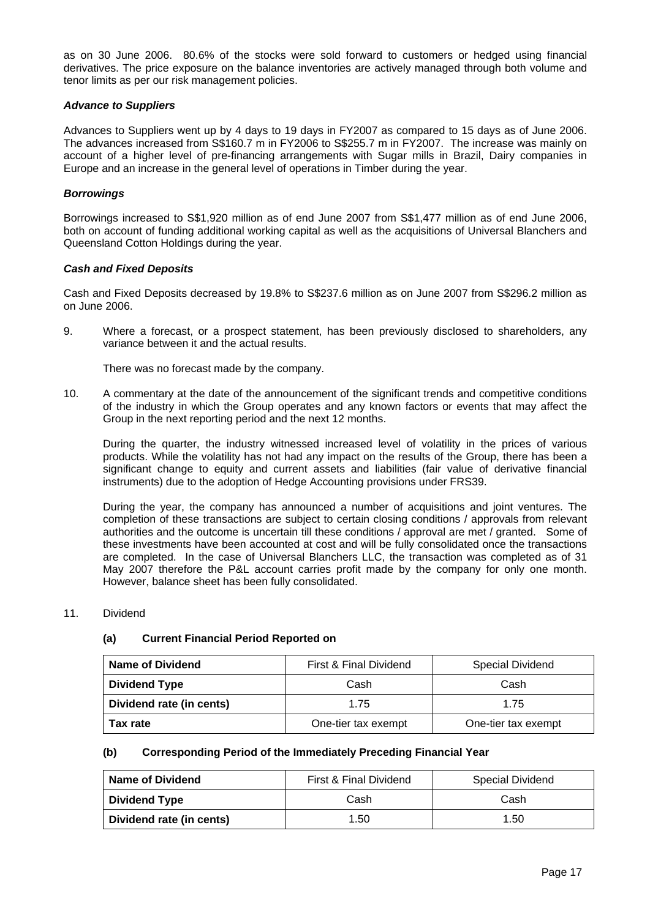as on 30 June 2006. 80.6% of the stocks were sold forward to customers or hedged using financial derivatives. The price exposure on the balance inventories are actively managed through both volume and tenor limits as per our risk management policies.

***Advance to Suppliers***

Advances to Suppliers went up by 4 days to 19 days in FY2007 as compared to 15 days as of June 2006. The advances increased from S$160.7 m in FY2006 to S$255.7 m in FY2007. The increase was mainly on account of a higher level of pre-financing arrangements with Sugar mills in Brazil, Dairy companies in Europe and an increase in the general level of operations in Timber during the year.

***Borrowings***

Borrowings increased to S$1,920 million as of end June 2007 from S$1,477 million as of end June 2006, both on account of funding additional working capital as well as the acquisitions of Universal Blanchers and Queensland Cotton Holdings during the year.

***Cash and Fixed Deposits***

Cash and Fixed Deposits decreased by 19.8% to S$237.6 million as on June 2007 from S$296.2 million as on June 2006.

9. Where a forecast, or a prospect statement, has been previously disclosed to shareholders, any variance between it and the actual results.

   There was no forecast made by the company.

10. A commentary at the date of the announcement of the significant trends and competitive conditions of the industry in which the Group operates and any known factors or events that may affect the Group in the next reporting period and the next 12 months.

   During the quarter, the industry witnessed increased level of volatility in the prices of various products. While the volatility has not had any impact on the results of the Group, there has been a significant change to equity and current assets and liabilities (fair value of derivative financial instruments) due to the adoption of Hedge Accounting provisions under FRS39.

   During the year, the company has announced a number of acquisitions and joint ventures. The completion of these transactions are subject to certain closing conditions / approvals from relevant authorities and the outcome is uncertain till these conditions / approval are met / granted. Some of these investments have been accounted at cost and will be fully consolidated once the transactions are completed. In the case of Universal Blanchers LLC, the transaction was completed as of 31 May 2007 therefore the P&L account carries profit made by the company for only one month. However, balance sheet has been fully consolidated.

11. Dividend

**(a) Current Financial Period Reported on**

| **Name of Dividend** | First & Final Dividend | Special Dividend |
|---|---|---|
| **Dividend Type** | Cash | Cash |
| **Dividend rate (in cents)** | 1.75 | 1.75 |
| **Tax rate** | One-tier tax exempt | One-tier tax exempt |

**(b) Corresponding Period of the Immediately Preceding Financial Year**

| **Name of Dividend** | First & Final Dividend | Special Dividend |
|---|---|---|
| **Dividend Type** | Cash | Cash |
| **Dividend rate (in cents)** | 1.50 | 1.50 |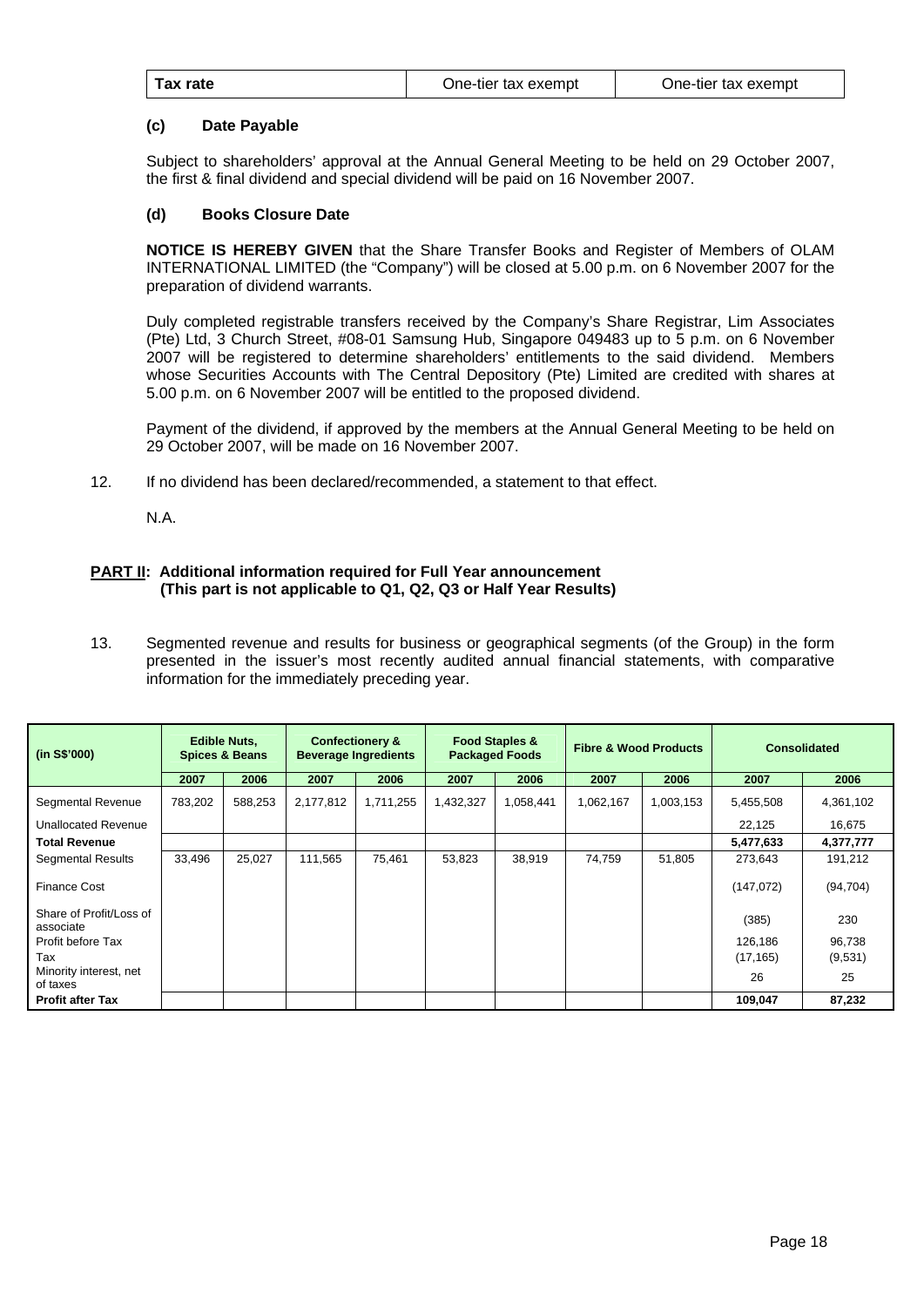| Tax rate | One-tier tax exempt | One-tier tax exempt |
|---|---|---|

**(c) Date Payable**

Subject to shareholders' approval at the Annual General Meeting to be held on 29 October 2007, the first & final dividend and special dividend will be paid on 16 November 2007.

**(d) Books Closure Date**

**NOTICE IS HEREBY GIVEN** that the Share Transfer Books and Register of Members of OLAM INTERNATIONAL LIMITED (the "Company") will be closed at 5.00 p.m. on 6 November 2007 for the preparation of dividend warrants.

Duly completed registrable transfers received by the Company's Share Registrar, Lim Associates (Pte) Ltd, 3 Church Street, #08-01 Samsung Hub, Singapore 049483 up to 5 p.m. on 6 November 2007 will be registered to determine shareholders' entitlements to the said dividend. Members whose Securities Accounts with The Central Depository (Pte) Limited are credited with shares at 5.00 p.m. on 6 November 2007 will be entitled to the proposed dividend.

Payment of the dividend, if approved by the members at the Annual General Meeting to be held on 29 October 2007, will be made on 16 November 2007.

12. If no dividend has been declared/recommended, a statement to that effect.

N.A.

**PART II: Additional information required for Full Year announcement (This part is not applicable to Q1, Q2, Q3 or Half Year Results)**

13. Segmented revenue and results for business or geographical segments (of the Group) in the form presented in the issuer's most recently audited annual financial statements, with comparative information for the immediately preceding year.

| (in S$'000) | Edible Nuts, Spices & Beans | | Confectionery & Beverage Ingredients | | Food Staples & Packaged Foods | | Fibre & Wood Products | | Consolidated | |
|---|---|---|---|---|---|---|---|---|---|---|
| | 2007 | 2006 | 2007 | 2006 | 2007 | 2006 | 2007 | 2006 | 2007 | 2006 |
| Segmental Revenue | 783,202 | 588,253 | 2,177,812 | 1,711,255 | 1,432,327 | 1,058,441 | 1,062,167 | 1,003,153 | 5,455,508 | 4,361,102 |
| Unallocated Revenue | | | | | | | | | 22,125 | 16,675 |
| **Total Revenue** | | | | | | | | | **5,477,633** | **4,377,777** |
| Segmental Results | 33,496 | 25,027 | 111,565 | 75,461 | 53,823 | 38,919 | 74,759 | 51,805 | 273,643 | 191,212 |
| Finance Cost | | | | | | | | | (147,072) | (94,704) |
| Share of Profit/Loss of associate | | | | | | | | | (385) | 230 |
| Profit before Tax | | | | | | | | | 126,186 | 96,738 |
| Tax | | | | | | | | | (17,165) | (9,531) |
| Minority interest, net of taxes | | | | | | | | | 26 | 25 |
| **Profit after Tax** | | | | | | | | | **109,047** | **87,232** |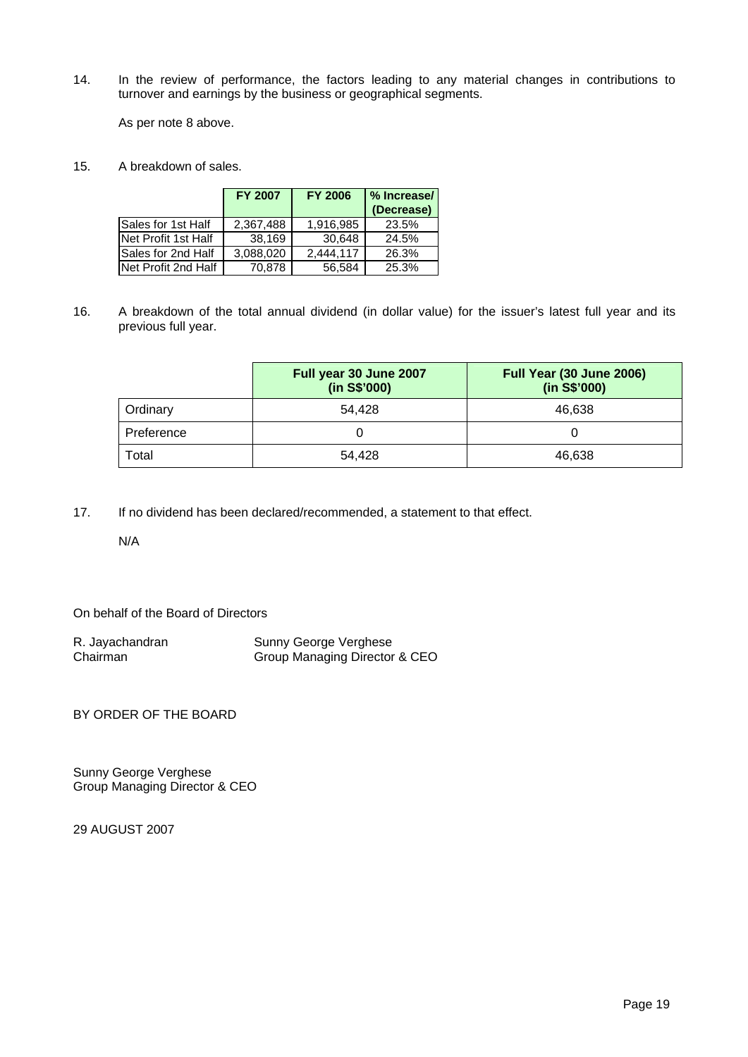14. In the review of performance, the factors leading to any material changes in contributions to turnover and earnings by the business or geographical segments.

    As per note 8 above.

15. A breakdown of sales.

|  | FY 2007 | FY 2006 | % Increase/ (Decrease) |
|---|---|---|---|
| Sales for 1st Half | 2,367,488 | 1,916,985 | 23.5% |
| Net Profit 1st Half | 38,169 | 30,648 | 24.5% |
| Sales for 2nd Half | 3,088,020 | 2,444,117 | 26.3% |
| Net Profit 2nd Half | 70,878 | 56,584 | 25.3% |

16. A breakdown of the total annual dividend (in dollar value) for the issuer's latest full year and its previous full year.

|  | Full year 30 June 2007 (in S$'000) | Full Year (30 June 2006) (in S$'000) |
|---|---|---|
| Ordinary | 54,428 | 46,638 |
| Preference | 0 | 0 |
| Total | 54,428 | 46,638 |

17. If no dividend has been declared/recommended, a statement to that effect.

    N/A

On behalf of the Board of Directors

R. Jayachandran
Chairman

Sunny George Verghese
Group Managing Director & CEO

BY ORDER OF THE BOARD

Sunny George Verghese
Group Managing Director & CEO

29 AUGUST 2007